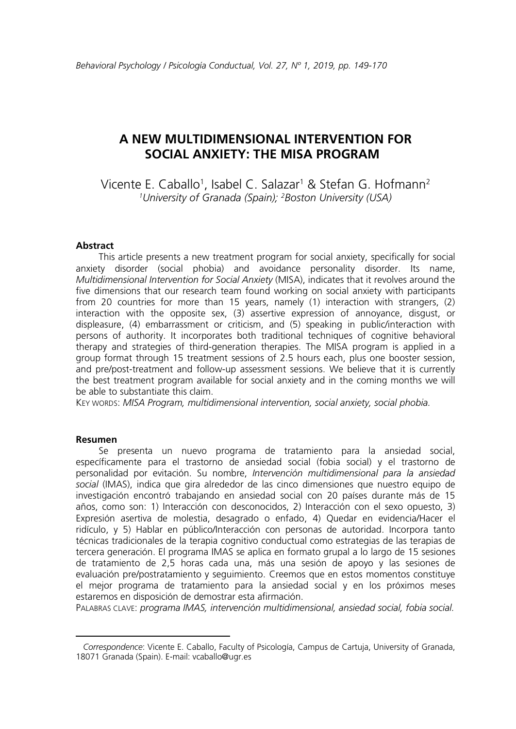# A NEW MULTIDIMENSIONAL INTERVENTION FOR SOCIAL ANXIETY: THE MISA PROGRAM

Vicente E. Caballo[1], Isabel C. Salazar[1] & Stefan G. Hofmann[2]

*[1]University of Granada (Spain); [2]Boston University (USA)*

### Abstract

This article presents a new treatment program for social anxiety, specifically for social anxiety disorder (social phobia) and avoidance personality disorder. Its name, *Multidimensional Intervention for Social Anxiety* (MISA), indicates that it revolves around the five dimensions that our research team found working on social anxiety with participants from 20 countries for more than 15 years, namely (1) interaction with strangers, (2) interaction with the opposite sex, (3) assertive expression of annoyance, disgust, or displeasure, (4) embarrassment or criticism, and (5) speaking in public/interaction with persons of authority. It incorporates both traditional techniques of cognitive behavioral therapy and strategies of third-generation therapies. The MISA program is applied in a group format through 15 treatment sessions of 2.5 hours each, plus one booster session, and pre/post-treatment and follow-up assessment sessions. We believe that it is currently the best treatment program available for social anxiety and in the coming months we will be able to substantiate this claim.

KEY WORDS: *MISA Program, multidimensional intervention, social anxiety, social phobia.*

### Resumen

Se presenta un nuevo programa de tratamiento para la ansiedad social, específicamente para el trastorno de ansiedad social (fobia social) y el trastorno de personalidad por evitación. Su nombre, *Intervención multidimensional para la ansiedad social* (IMAS), indica que gira alrededor de las cinco dimensiones que nuestro equipo de investigación encontró trabajando en ansiedad social con 20 países durante más de 15 años, como son: 1) Interacción con desconocidos, 2) Interacción con el sexo opuesto, 3) Expresión asertiva de molestia, desagrado o enfado, 4) Quedar en evidencia/Hacer el ridículo, y 5) Hablar en público/Interacción con personas de autoridad. Incorpora tanto técnicas tradicionales de la terapia cognitivo conductual como estrategias de las terapias de tercera generación. El programa IMAS se aplica en formato grupal a lo largo de 15 sesiones de tratamiento de 2,5 horas cada una, más una sesión de apoyo y las sesiones de evaluación pre/postratamiento y seguimiento. Creemos que en estos momentos constituye el mejor programa de tratamiento para la ansiedad social y en los próximos meses estaremos en disposición de demostrar esta afirmación.

PALABRAS CLAVE: *programa IMAS, intervención multidimensional, ansiedad social, fobia social.*

---

*Correspondence*: Vicente E. Caballo, Faculty of Psicología, Campus de Cartuja, University of Granada, 18071 Granada (Spain). E-mail: vcaballo@ugr.es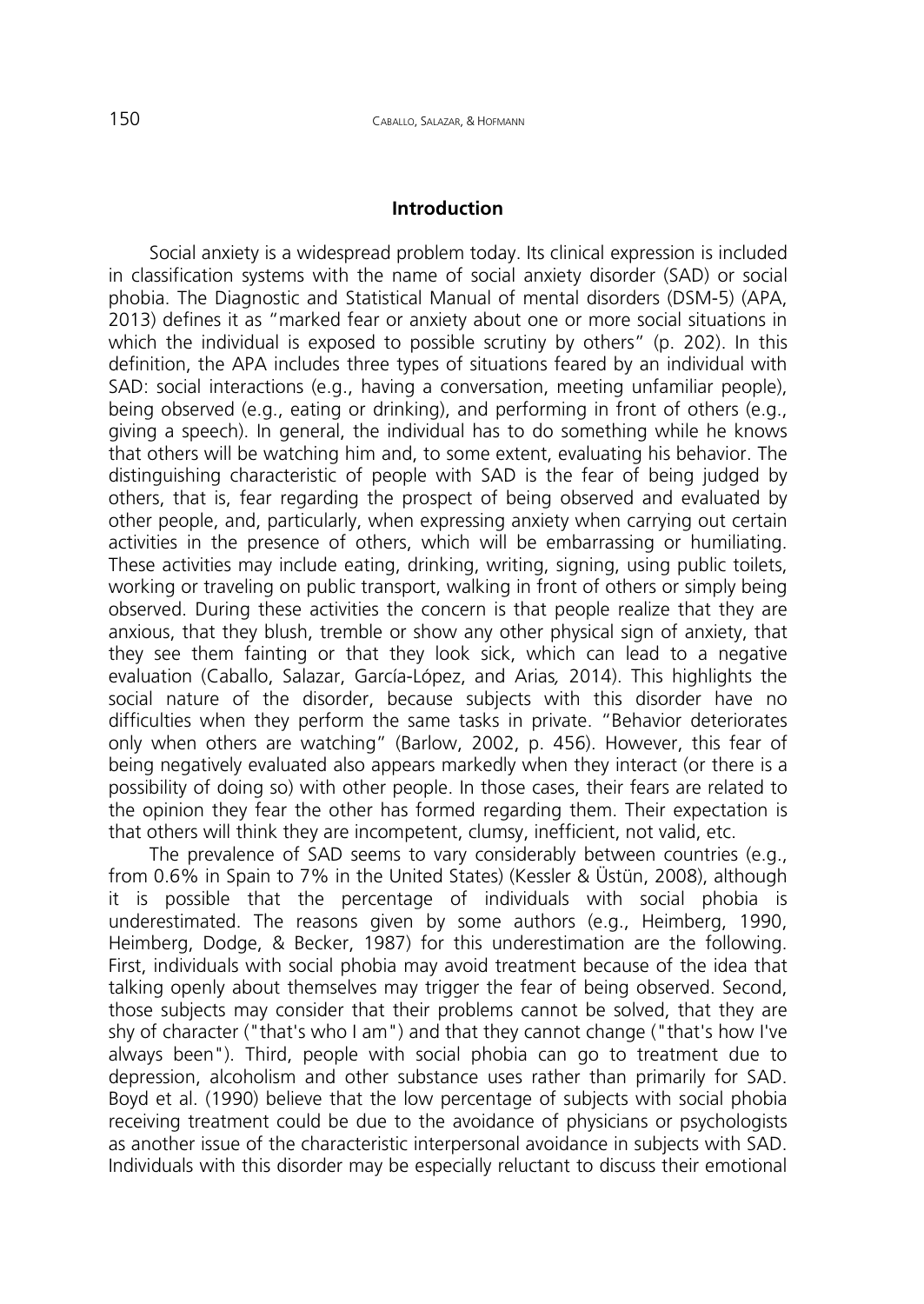## Introduction

Social anxiety is a widespread problem today. Its clinical expression is included in classification systems with the name of social anxiety disorder (SAD) or social phobia. The Diagnostic and Statistical Manual of mental disorders (DSM-5) (APA, 2013) defines it as "marked fear or anxiety about one or more social situations in which the individual is exposed to possible scrutiny by others" (p. 202). In this definition, the APA includes three types of situations feared by an individual with SAD: social interactions (e.g., having a conversation, meeting unfamiliar people), being observed (e.g., eating or drinking), and performing in front of others (e.g., giving a speech). In general, the individual has to do something while he knows that others will be watching him and, to some extent, evaluating his behavior. The distinguishing characteristic of people with SAD is the fear of being judged by others, that is, fear regarding the prospect of being observed and evaluated by other people, and, particularly, when expressing anxiety when carrying out certain activities in the presence of others, which will be embarrassing or humiliating. These activities may include eating, drinking, writing, signing, using public toilets, working or traveling on public transport, walking in front of others or simply being observed. During these activities the concern is that people realize that they are anxious, that they blush, tremble or show any other physical sign of anxiety, that they see them fainting or that they look sick, which can lead to a negative evaluation (Caballo, Salazar, García-López, and Arias*,* 2014). This highlights the social nature of the disorder, because subjects with this disorder have no difficulties when they perform the same tasks in private. "Behavior deteriorates only when others are watching" (Barlow, 2002, p. 456). However, this fear of being negatively evaluated also appears markedly when they interact (or there is a possibility of doing so) with other people. In those cases, their fears are related to the opinion they fear the other has formed regarding them. Their expectation is that others will think they are incompetent, clumsy, inefficient, not valid, etc.

The prevalence of SAD seems to vary considerably between countries (e.g., from 0.6% in Spain to 7% in the United States) (Kessler & Üstün, 2008), although it is possible that the percentage of individuals with social phobia is underestimated. The reasons given by some authors (e.g., Heimberg, 1990, Heimberg, Dodge, & Becker, 1987) for this underestimation are the following. First, individuals with social phobia may avoid treatment because of the idea that talking openly about themselves may trigger the fear of being observed. Second, those subjects may consider that their problems cannot be solved, that they are shy of character ("that's who I am") and that they cannot change ("that's how I've always been"). Third, people with social phobia can go to treatment due to depression, alcoholism and other substance uses rather than primarily for SAD. Boyd et al. (1990) believe that the low percentage of subjects with social phobia receiving treatment could be due to the avoidance of physicians or psychologists as another issue of the characteristic interpersonal avoidance in subjects with SAD. Individuals with this disorder may be especially reluctant to discuss their emotional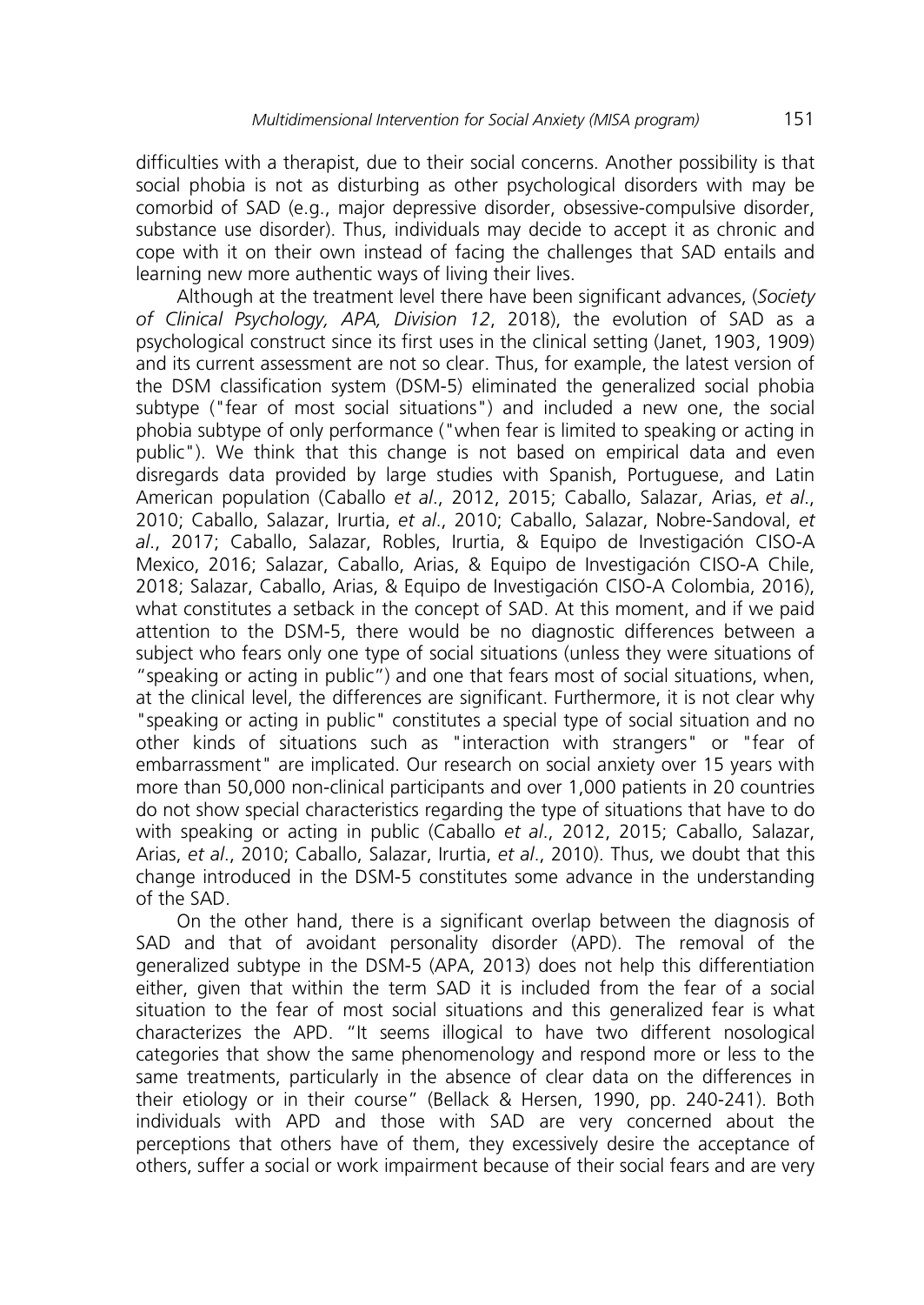difficulties with a therapist, due to their social concerns. Another possibility is that social phobia is not as disturbing as other psychological disorders with may be comorbid of SAD (e.g., major depressive disorder, obsessive-compulsive disorder, substance use disorder). Thus, individuals may decide to accept it as chronic and cope with it on their own instead of facing the challenges that SAD entails and learning new more authentic ways of living their lives.

Although at the treatment level there have been significant advances, (*Society of Clinical Psychology, APA, Division 12*, 2018), the evolution of SAD as a psychological construct since its first uses in the clinical setting (Janet, 1903, 1909) and its current assessment are not so clear. Thus, for example, the latest version of the DSM classification system (DSM-5) eliminated the generalized social phobia subtype ("fear of most social situations") and included a new one, the social phobia subtype of only performance ("when fear is limited to speaking or acting in public"). We think that this change is not based on empirical data and even disregards data provided by large studies with Spanish, Portuguese, and Latin American population (Caballo *et al*., 2012, 2015; Caballo, Salazar, Arias, *et al*., 2010; Caballo, Salazar, Irurtia, *et al*., 2010; Caballo, Salazar, Nobre-Sandoval, *et al*., 2017; Caballo, Salazar, Robles, Irurtia, & Equipo de Investigación CISO-A Mexico, 2016; Salazar, Caballo, Arias, & Equipo de Investigación CISO-A Chile, 2018; Salazar, Caballo, Arias, & Equipo de Investigación CISO-A Colombia, 2016), what constitutes a setback in the concept of SAD. At this moment, and if we paid attention to the DSM-5, there would be no diagnostic differences between a subject who fears only one type of social situations (unless they were situations of "speaking or acting in public") and one that fears most of social situations, when, at the clinical level, the differences are significant. Furthermore, it is not clear why "speaking or acting in public" constitutes a special type of social situation and no other kinds of situations such as "interaction with strangers" or "fear of embarrassment" are implicated. Our research on social anxiety over 15 years with more than 50,000 non-clinical participants and over 1,000 patients in 20 countries do not show special characteristics regarding the type of situations that have to do with speaking or acting in public (Caballo *et al*., 2012, 2015; Caballo, Salazar, Arias, *et al*., 2010; Caballo, Salazar, Irurtia, *et al*., 2010). Thus, we doubt that this change introduced in the DSM-5 constitutes some advance in the understanding of the SAD.

On the other hand, there is a significant overlap between the diagnosis of SAD and that of avoidant personality disorder (APD). The removal of the generalized subtype in the DSM-5 (APA, 2013) does not help this differentiation either, given that within the term SAD it is included from the fear of a social situation to the fear of most social situations and this generalized fear is what characterizes the APD. "It seems illogical to have two different nosological categories that show the same phenomenology and respond more or less to the same treatments, particularly in the absence of clear data on the differences in their etiology or in their course" (Bellack & Hersen, 1990, pp. 240-241). Both individuals with APD and those with SAD are very concerned about the perceptions that others have of them, they excessively desire the acceptance of others, suffer a social or work impairment because of their social fears and are very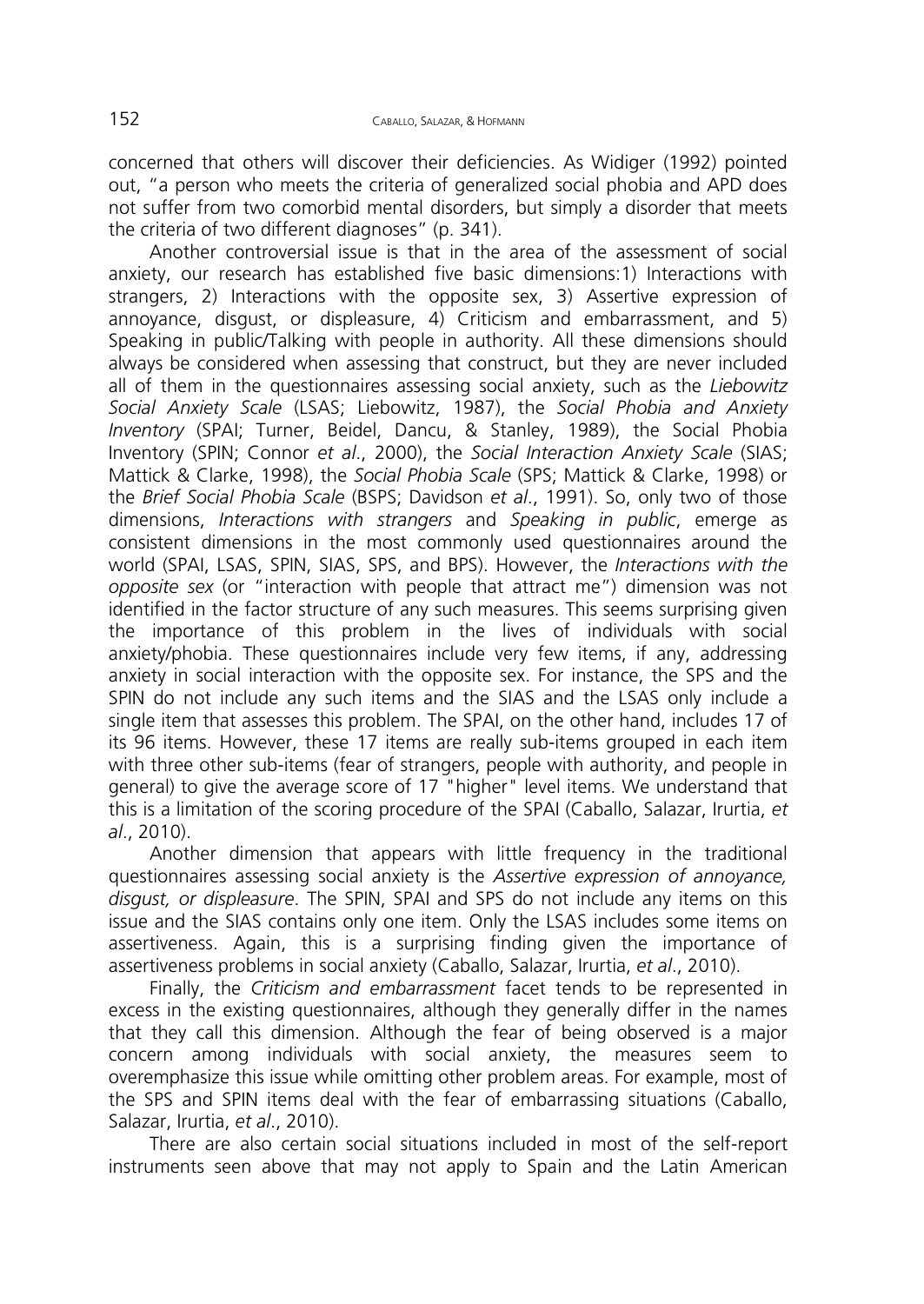concerned that others will discover their deficiencies. As Widiger (1992) pointed out, "a person who meets the criteria of generalized social phobia and APD does not suffer from two comorbid mental disorders, but simply a disorder that meets the criteria of two different diagnoses" (p. 341).

Another controversial issue is that in the area of the assessment of social anxiety, our research has established five basic dimensions:1) Interactions with strangers, 2) Interactions with the opposite sex, 3) Assertive expression of annoyance, disgust, or displeasure, 4) Criticism and embarrassment, and 5) Speaking in public/Talking with people in authority. All these dimensions should always be considered when assessing that construct, but they are never included all of them in the questionnaires assessing social anxiety, such as the *Liebowitz Social Anxiety Scale* (LSAS; Liebowitz, 1987), the *Social Phobia and Anxiety Inventory* (SPAI; Turner, Beidel, Dancu, & Stanley, 1989), the Social Phobia Inventory (SPIN; Connor *et al*., 2000), the *Social Interaction Anxiety Scale* (SIAS; Mattick & Clarke, 1998), the *Social Phobia Scale* (SPS; Mattick & Clarke, 1998) or the *Brief Social Phobia Scale* (BSPS; Davidson *et al*., 1991). So, only two of those dimensions, *Interactions with strangers* and *Speaking in public*, emerge as consistent dimensions in the most commonly used questionnaires around the world (SPAI, LSAS, SPIN, SIAS, SPS, and BPS). However, the *Interactions with the opposite sex* (or "interaction with people that attract me") dimension was not identified in the factor structure of any such measures. This seems surprising given the importance of this problem in the lives of individuals with social anxiety/phobia. These questionnaires include very few items, if any, addressing anxiety in social interaction with the opposite sex. For instance, the SPS and the SPIN do not include any such items and the SIAS and the LSAS only include a single item that assesses this problem. The SPAI, on the other hand, includes 17 of its 96 items. However, these 17 items are really sub-items grouped in each item with three other sub-items (fear of strangers, people with authority, and people in general) to give the average score of 17 "higher" level items. We understand that this is a limitation of the scoring procedure of the SPAI (Caballo, Salazar, Irurtia, *et al*., 2010).

Another dimension that appears with little frequency in the traditional questionnaires assessing social anxiety is the *Assertive expression of annoyance, disgust, or displeasure*. The SPIN, SPAI and SPS do not include any items on this issue and the SIAS contains only one item. Only the LSAS includes some items on assertiveness. Again, this is a surprising finding given the importance of assertiveness problems in social anxiety (Caballo, Salazar, Irurtia, *et al*., 2010).

Finally, the *Criticism and embarrassment* facet tends to be represented in excess in the existing questionnaires, although they generally differ in the names that they call this dimension. Although the fear of being observed is a major concern among individuals with social anxiety, the measures seem to overemphasize this issue while omitting other problem areas. For example, most of the SPS and SPIN items deal with the fear of embarrassing situations (Caballo, Salazar, Irurtia, *et al*., 2010).

There are also certain social situations included in most of the self-report instruments seen above that may not apply to Spain and the Latin American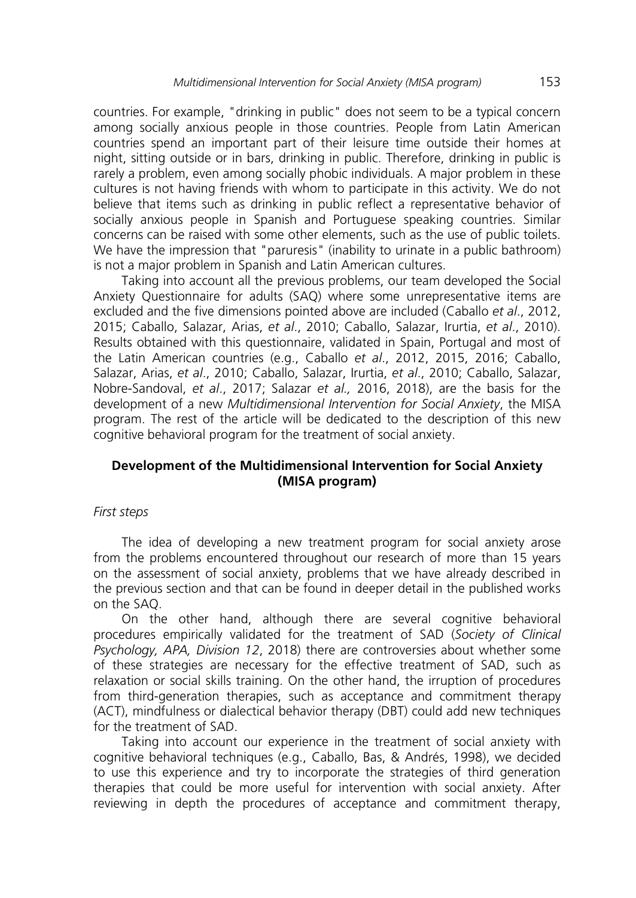countries. For example, "drinking in public" does not seem to be a typical concern among socially anxious people in those countries. People from Latin American countries spend an important part of their leisure time outside their homes at night, sitting outside or in bars, drinking in public. Therefore, drinking in public is rarely a problem, even among socially phobic individuals. A major problem in these cultures is not having friends with whom to participate in this activity. We do not believe that items such as drinking in public reflect a representative behavior of socially anxious people in Spanish and Portuguese speaking countries. Similar concerns can be raised with some other elements, such as the use of public toilets. We have the impression that "paruresis" (inability to urinate in a public bathroom) is not a major problem in Spanish and Latin American cultures.

Taking into account all the previous problems, our team developed the Social Anxiety Questionnaire for adults (SAQ) where some unrepresentative items are excluded and the five dimensions pointed above are included (Caballo *et al*., 2012, 2015; Caballo, Salazar, Arias, *et al*., 2010; Caballo, Salazar, Irurtia, *et al*., 2010). Results obtained with this questionnaire, validated in Spain, Portugal and most of the Latin American countries (e.g., Caballo *et al*., 2012, 2015, 2016; Caballo, Salazar, Arias, *et al*., 2010; Caballo, Salazar, Irurtia, *et al*., 2010; Caballo, Salazar, Nobre-Sandoval, *et al*., 2017; Salazar *et al.,* 2016, 2018), are the basis for the development of a new *Multidimensional Intervention for Social Anxiety*, the MISA program. The rest of the article will be dedicated to the description of this new cognitive behavioral program for the treatment of social anxiety.

## Development of the Multidimensional Intervention for Social Anxiety (MISA program)

*First steps*

The idea of developing a new treatment program for social anxiety arose from the problems encountered throughout our research of more than 15 years on the assessment of social anxiety, problems that we have already described in the previous section and that can be found in deeper detail in the published works on the SAQ.

On the other hand, although there are several cognitive behavioral procedures empirically validated for the treatment of SAD (*Society of Clinical Psychology, APA, Division 12*, 2018) there are controversies about whether some of these strategies are necessary for the effective treatment of SAD, such as relaxation or social skills training. On the other hand, the irruption of procedures from third-generation therapies, such as acceptance and commitment therapy (ACT), mindfulness or dialectical behavior therapy (DBT) could add new techniques for the treatment of SAD.

Taking into account our experience in the treatment of social anxiety with cognitive behavioral techniques (e.g., Caballo, Bas, & Andrés, 1998), we decided to use this experience and try to incorporate the strategies of third generation therapies that could be more useful for intervention with social anxiety. After reviewing in depth the procedures of acceptance and commitment therapy,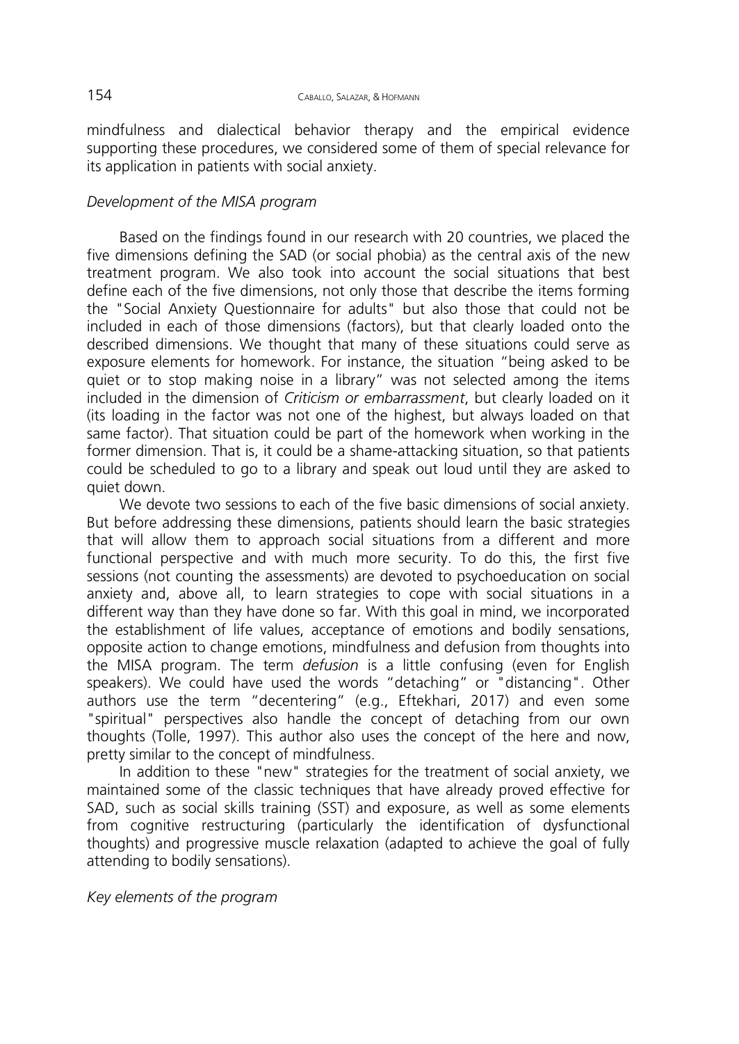mindfulness and dialectical behavior therapy and the empirical evidence supporting these procedures, we considered some of them of special relevance for its application in patients with social anxiety.

### *Development of the MISA program*

Based on the findings found in our research with 20 countries, we placed the five dimensions defining the SAD (or social phobia) as the central axis of the new treatment program. We also took into account the social situations that best define each of the five dimensions, not only those that describe the items forming the "Social Anxiety Questionnaire for adults" but also those that could not be included in each of those dimensions (factors), but that clearly loaded onto the described dimensions. We thought that many of these situations could serve as exposure elements for homework. For instance, the situation "being asked to be quiet or to stop making noise in a library" was not selected among the items included in the dimension of *Criticism or embarrassment*, but clearly loaded on it (its loading in the factor was not one of the highest, but always loaded on that same factor). That situation could be part of the homework when working in the former dimension. That is, it could be a shame-attacking situation, so that patients could be scheduled to go to a library and speak out loud until they are asked to quiet down.

We devote two sessions to each of the five basic dimensions of social anxiety. But before addressing these dimensions, patients should learn the basic strategies that will allow them to approach social situations from a different and more functional perspective and with much more security. To do this, the first five sessions (not counting the assessments) are devoted to psychoeducation on social anxiety and, above all, to learn strategies to cope with social situations in a different way than they have done so far. With this goal in mind, we incorporated the establishment of life values, acceptance of emotions and bodily sensations, opposite action to change emotions, mindfulness and defusion from thoughts into the MISA program. The term *defusion* is a little confusing (even for English speakers). We could have used the words "detaching" or "distancing". Other authors use the term "decentering" (e.g., Eftekhari, 2017) and even some "spiritual" perspectives also handle the concept of detaching from our own thoughts (Tolle, 1997). This author also uses the concept of the here and now, pretty similar to the concept of mindfulness.

In addition to these "new" strategies for the treatment of social anxiety, we maintained some of the classic techniques that have already proved effective for SAD, such as social skills training (SST) and exposure, as well as some elements from cognitive restructuring (particularly the identification of dysfunctional thoughts) and progressive muscle relaxation (adapted to achieve the goal of fully attending to bodily sensations).

### *Key elements of the program*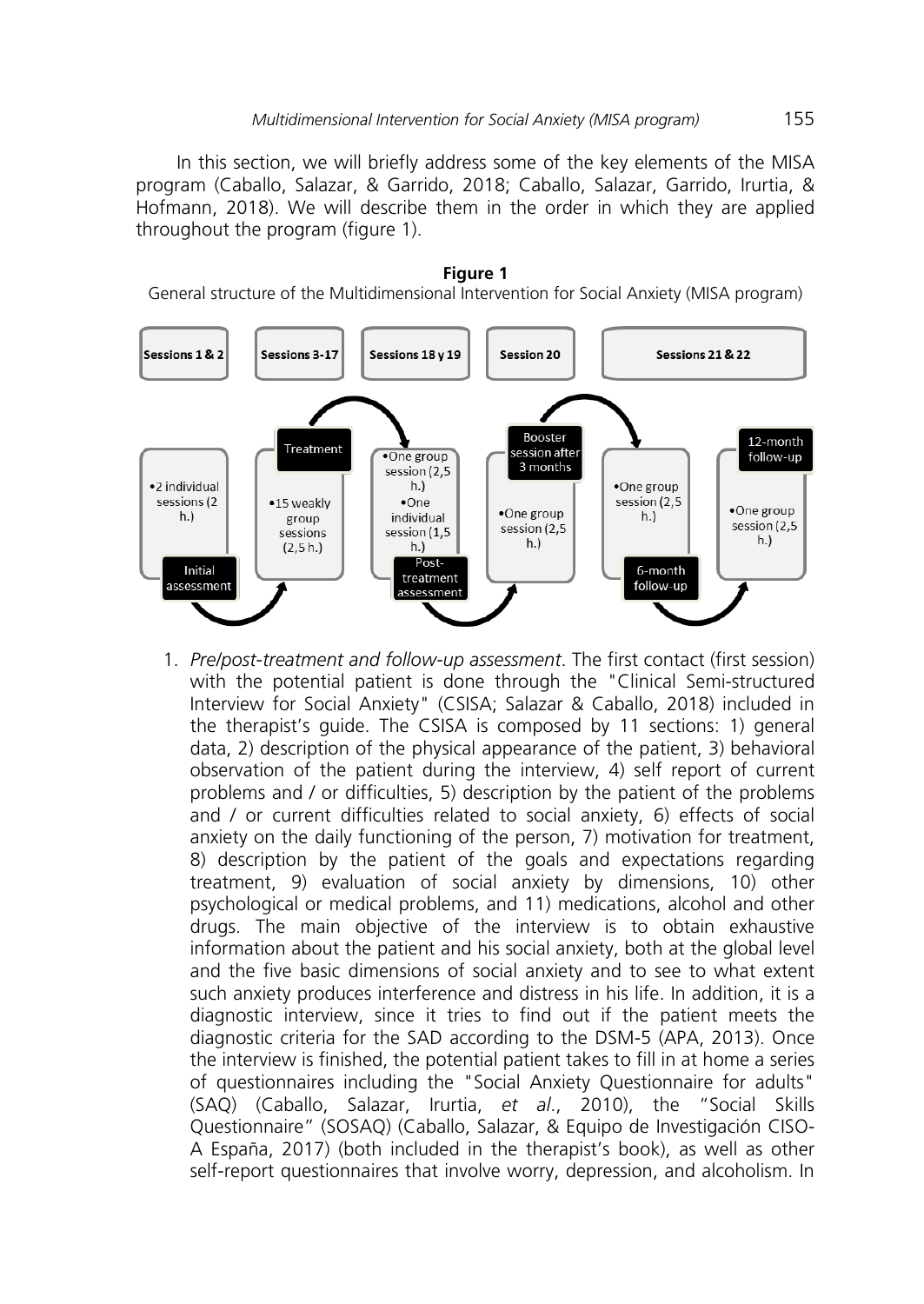In this section, we will briefly address some of the key elements of the MISA program (Caballo, Salazar, & Garrido, 2018; Caballo, Salazar, Garrido, Irurtia, & Hofmann, 2018). We will describe them in the order in which they are applied throughout the program (figure 1).

**Figure 1**
General structure of the Multidimensional Intervention for Social Anxiety (MISA program)

| Sessions 1 & 2 | Sessions 3-17 | Sessions 18 y 19 | Session 20 | Sessions 21 & 22 | |
|---|---|---|---|---|---|
| Initial assessment | Treatment | Post-treatment assessment | Booster session after 3 months | 6-month follow-up | 12-month follow-up |
| •2 individual sessions (2 h.) | •15 weakly group sessions (2,5 h.) | •One group session (2,5 h.) •One individual session (1,5 h.) | •One group session (2,5 h.) | •One group session (2,5 h.) | •One group session (2,5 h.) |

1. *Pre/post-treatment and follow-up assessment*. The first contact (first session) with the potential patient is done through the "Clinical Semi-structured Interview for Social Anxiety" (CSISA; Salazar & Caballo, 2018) included in the therapist's guide. The CSISA is composed by 11 sections: 1) general data, 2) description of the physical appearance of the patient, 3) behavioral observation of the patient during the interview, 4) self report of current problems and / or difficulties, 5) description by the patient of the problems and / or current difficulties related to social anxiety, 6) effects of social anxiety on the daily functioning of the person, 7) motivation for treatment, 8) description by the patient of the goals and expectations regarding treatment, 9) evaluation of social anxiety by dimensions, 10) other psychological or medical problems, and 11) medications, alcohol and other drugs. The main objective of the interview is to obtain exhaustive information about the patient and his social anxiety, both at the global level and the five basic dimensions of social anxiety and to see to what extent such anxiety produces interference and distress in his life. In addition, it is a diagnostic interview, since it tries to find out if the patient meets the diagnostic criteria for the SAD according to the DSM-5 (APA, 2013). Once the interview is finished, the potential patient takes to fill in at home a series of questionnaires including the "Social Anxiety Questionnaire for adults" (SAQ) (Caballo, Salazar, Irurtia, *et al*., 2010), the "Social Skills Questionnaire" (SOSAQ) (Caballo, Salazar, & Equipo de Investigación CISO-A España, 2017) (both included in the therapist's book), as well as other self-report questionnaires that involve worry, depression, and alcoholism. In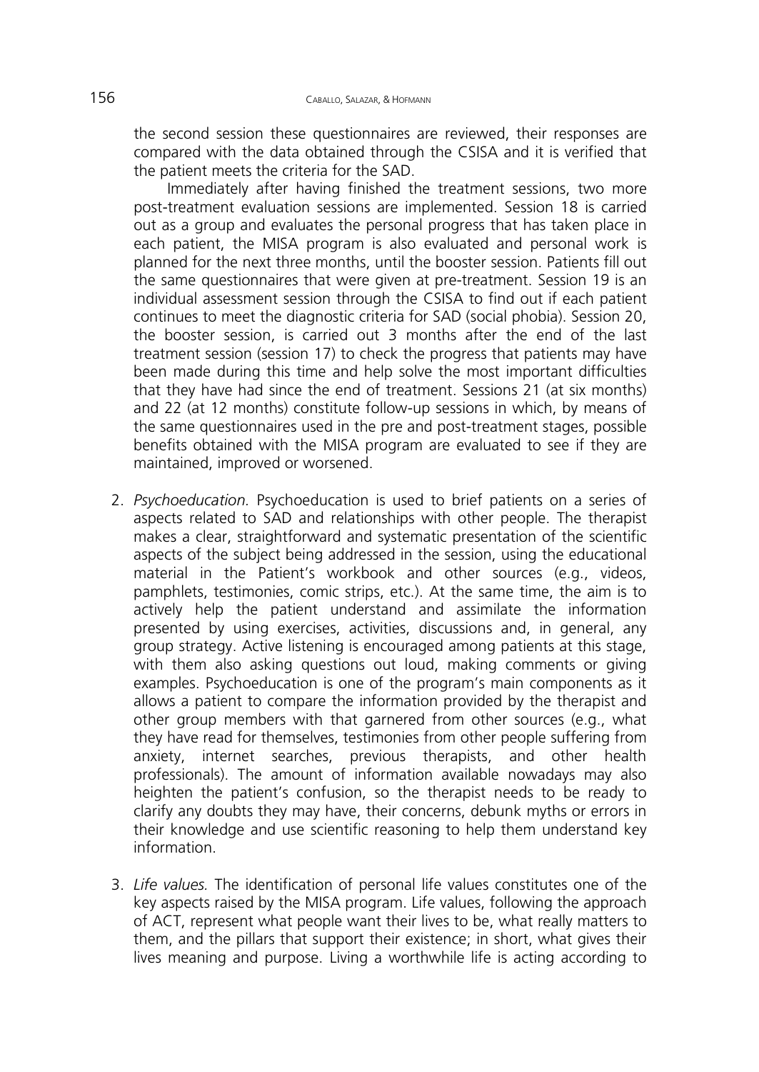the second session these questionnaires are reviewed, their responses are compared with the data obtained through the CSISA and it is verified that the patient meets the criteria for the SAD.

Immediately after having finished the treatment sessions, two more post-treatment evaluation sessions are implemented. Session 18 is carried out as a group and evaluates the personal progress that has taken place in each patient, the MISA program is also evaluated and personal work is planned for the next three months, until the booster session. Patients fill out the same questionnaires that were given at pre-treatment. Session 19 is an individual assessment session through the CSISA to find out if each patient continues to meet the diagnostic criteria for SAD (social phobia). Session 20, the booster session, is carried out 3 months after the end of the last treatment session (session 17) to check the progress that patients may have been made during this time and help solve the most important difficulties that they have had since the end of treatment. Sessions 21 (at six months) and 22 (at 12 months) constitute follow-up sessions in which, by means of the same questionnaires used in the pre and post-treatment stages, possible benefits obtained with the MISA program are evaluated to see if they are maintained, improved or worsened.

2. *Psychoeducation.* Psychoeducation is used to brief patients on a series of aspects related to SAD and relationships with other people. The therapist makes a clear, straightforward and systematic presentation of the scientific aspects of the subject being addressed in the session, using the educational material in the Patient's workbook and other sources (e.g., videos, pamphlets, testimonies, comic strips, etc.). At the same time, the aim is to actively help the patient understand and assimilate the information presented by using exercises, activities, discussions and, in general, any group strategy. Active listening is encouraged among patients at this stage, with them also asking questions out loud, making comments or giving examples. Psychoeducation is one of the program's main components as it allows a patient to compare the information provided by the therapist and other group members with that garnered from other sources (e.g., what they have read for themselves, testimonies from other people suffering from anxiety, internet searches, previous therapists, and other health professionals). The amount of information available nowadays may also heighten the patient's confusion, so the therapist needs to be ready to clarify any doubts they may have, their concerns, debunk myths or errors in their knowledge and use scientific reasoning to help them understand key information.

3. *Life values.* The identification of personal life values constitutes one of the key aspects raised by the MISA program. Life values, following the approach of ACT, represent what people want their lives to be, what really matters to them, and the pillars that support their existence; in short, what gives their lives meaning and purpose. Living a worthwhile life is acting according to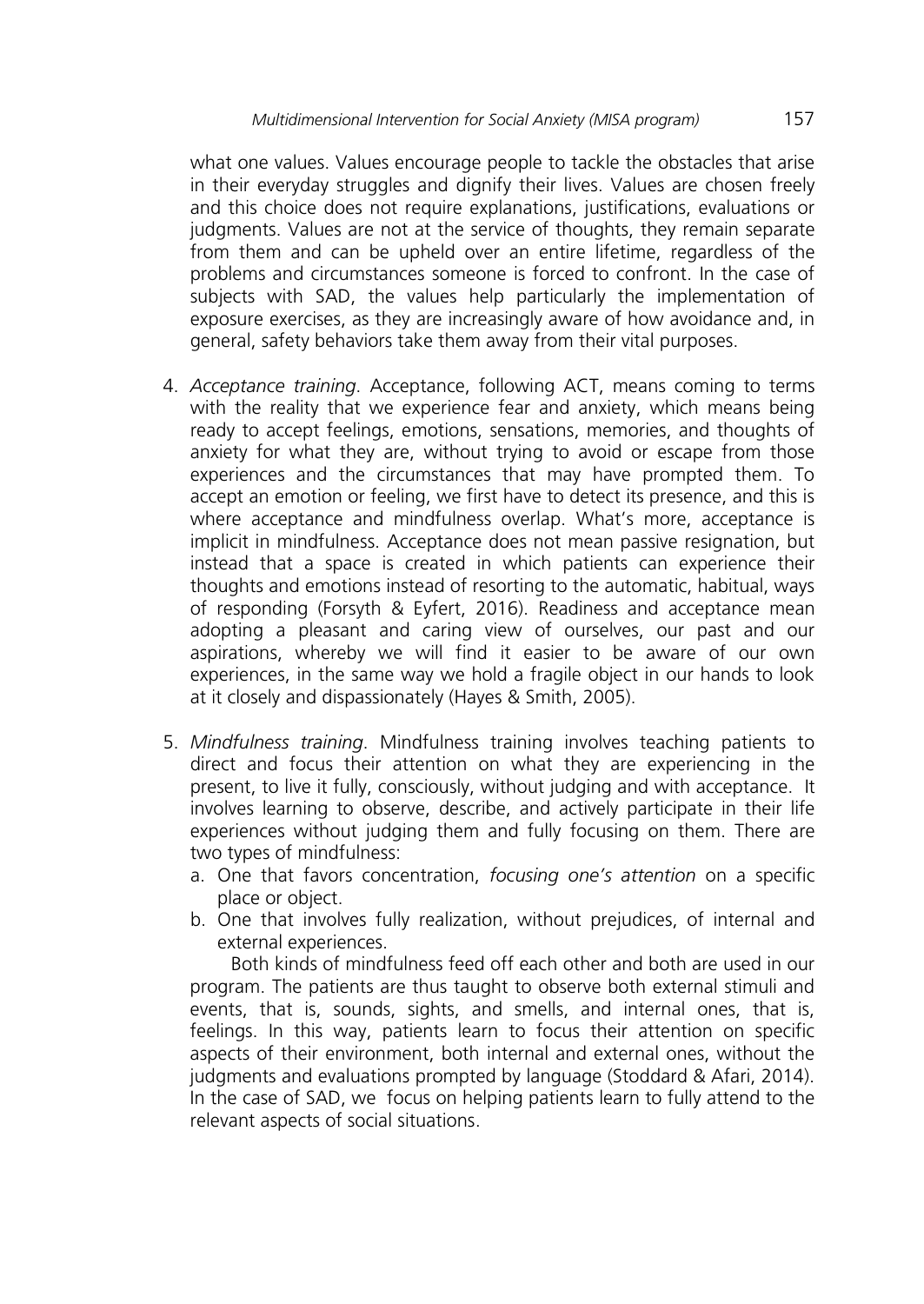what one values. Values encourage people to tackle the obstacles that arise in their everyday struggles and dignify their lives. Values are chosen freely and this choice does not require explanations, justifications, evaluations or judgments. Values are not at the service of thoughts, they remain separate from them and can be upheld over an entire lifetime, regardless of the problems and circumstances someone is forced to confront. In the case of subjects with SAD, the values help particularly the implementation of exposure exercises, as they are increasingly aware of how avoidance and, in general, safety behaviors take them away from their vital purposes.

4. *Acceptance training*. Acceptance, following ACT, means coming to terms with the reality that we experience fear and anxiety, which means being ready to accept feelings, emotions, sensations, memories, and thoughts of anxiety for what they are, without trying to avoid or escape from those experiences and the circumstances that may have prompted them. To accept an emotion or feeling, we first have to detect its presence, and this is where acceptance and mindfulness overlap. What's more, acceptance is implicit in mindfulness. Acceptance does not mean passive resignation, but instead that a space is created in which patients can experience their thoughts and emotions instead of resorting to the automatic, habitual, ways of responding (Forsyth & Eyfert, 2016). Readiness and acceptance mean adopting a pleasant and caring view of ourselves, our past and our aspirations, whereby we will find it easier to be aware of our own experiences, in the same way we hold a fragile object in our hands to look at it closely and dispassionately (Hayes & Smith, 2005).

5. *Mindfulness training*. Mindfulness training involves teaching patients to direct and focus their attention on what they are experiencing in the present, to live it fully, consciously, without judging and with acceptance. It involves learning to observe, describe, and actively participate in their life experiences without judging them and fully focusing on them. There are two types of mindfulness:
   a. One that favors concentration, *focusing one's attention* on a specific place or object.
   b. One that involves fully realization, without prejudices, of internal and external experiences.

   Both kinds of mindfulness feed off each other and both are used in our program. The patients are thus taught to observe both external stimuli and events, that is, sounds, sights, and smells, and internal ones, that is, feelings. In this way, patients learn to focus their attention on specific aspects of their environment, both internal and external ones, without the judgments and evaluations prompted by language (Stoddard & Afari, 2014). In the case of SAD, we focus on helping patients learn to fully attend to the relevant aspects of social situations.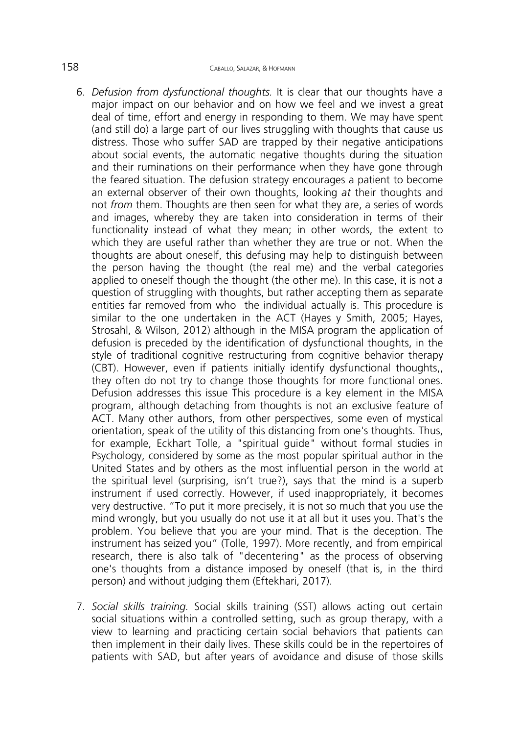6. *Defusion from dysfunctional thoughts.* It is clear that our thoughts have a major impact on our behavior and on how we feel and we invest a great deal of time, effort and energy in responding to them. We may have spent (and still do) a large part of our lives struggling with thoughts that cause us distress. Those who suffer SAD are trapped by their negative anticipations about social events, the automatic negative thoughts during the situation and their ruminations on their performance when they have gone through the feared situation. The defusion strategy encourages a patient to become an external observer of their own thoughts, looking *at* their thoughts and not *from* them. Thoughts are then seen for what they are, a series of words and images, whereby they are taken into consideration in terms of their functionality instead of what they mean; in other words, the extent to which they are useful rather than whether they are true or not. When the thoughts are about oneself, this defusing may help to distinguish between the person having the thought (the real me) and the verbal categories applied to oneself though the thought (the other me). In this case, it is not a question of struggling with thoughts, but rather accepting them as separate entities far removed from who the individual actually is. This procedure is similar to the one undertaken in the ACT (Hayes y Smith, 2005; Hayes, Strosahl, & Wilson, 2012) although in the MISA program the application of defusion is preceded by the identification of dysfunctional thoughts, in the style of traditional cognitive restructuring from cognitive behavior therapy (CBT). However, even if patients initially identify dysfunctional thoughts,, they often do not try to change those thoughts for more functional ones. Defusion addresses this issue This procedure is a key element in the MISA program, although detaching from thoughts is not an exclusive feature of ACT. Many other authors, from other perspectives, some even of mystical orientation, speak of the utility of this distancing from one's thoughts. Thus, for example, Eckhart Tolle, a "spiritual guide" without formal studies in Psychology, considered by some as the most popular spiritual author in the United States and by others as the most influential person in the world at the spiritual level (surprising, isn't true?), says that the mind is a superb instrument if used correctly. However, if used inappropriately, it becomes very destructive. "To put it more precisely, it is not so much that you use the mind wrongly, but you usually do not use it at all but it uses you. That's the problem. You believe that you are your mind. That is the deception. The instrument has seized you" (Tolle, 1997). More recently, and from empirical research, there is also talk of "decentering" as the process of observing one's thoughts from a distance imposed by oneself (that is, in the third person) and without judging them (Eftekhari, 2017).

7. *Social skills training.* Social skills training (SST) allows acting out certain social situations within a controlled setting, such as group therapy, with a view to learning and practicing certain social behaviors that patients can then implement in their daily lives. These skills could be in the repertoires of patients with SAD, but after years of avoidance and disuse of those skills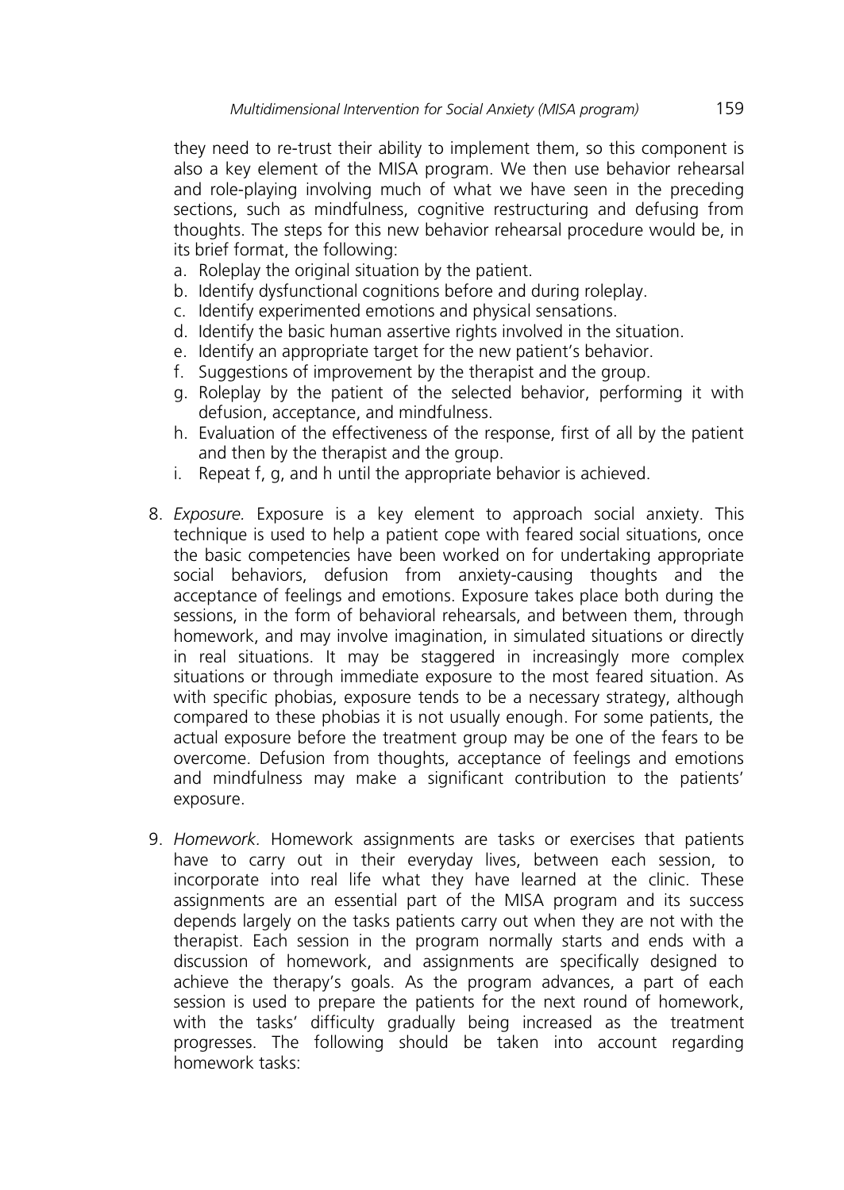they need to re-trust their ability to implement them, so this component is also a key element of the MISA program. We then use behavior rehearsal and role-playing involving much of what we have seen in the preceding sections, such as mindfulness, cognitive restructuring and defusing from thoughts. The steps for this new behavior rehearsal procedure would be, in its brief format, the following:

a. Roleplay the original situation by the patient.
b. Identify dysfunctional cognitions before and during roleplay.
c. Identify experimented emotions and physical sensations.
d. Identify the basic human assertive rights involved in the situation.
e. Identify an appropriate target for the new patient's behavior.
f. Suggestions of improvement by the therapist and the group.
g. Roleplay by the patient of the selected behavior, performing it with defusion, acceptance, and mindfulness.
h. Evaluation of the effectiveness of the response, first of all by the patient and then by the therapist and the group.
i. Repeat f, g, and h until the appropriate behavior is achieved.

8. *Exposure.* Exposure is a key element to approach social anxiety. This technique is used to help a patient cope with feared social situations, once the basic competencies have been worked on for undertaking appropriate social behaviors, defusion from anxiety-causing thoughts and the acceptance of feelings and emotions. Exposure takes place both during the sessions, in the form of behavioral rehearsals, and between them, through homework, and may involve imagination, in simulated situations or directly in real situations. It may be staggered in increasingly more complex situations or through immediate exposure to the most feared situation. As with specific phobias, exposure tends to be a necessary strategy, although compared to these phobias it is not usually enough. For some patients, the actual exposure before the treatment group may be one of the fears to be overcome. Defusion from thoughts, acceptance of feelings and emotions and mindfulness may make a significant contribution to the patients' exposure.

9. *Homework.* Homework assignments are tasks or exercises that patients have to carry out in their everyday lives, between each session, to incorporate into real life what they have learned at the clinic. These assignments are an essential part of the MISA program and its success depends largely on the tasks patients carry out when they are not with the therapist. Each session in the program normally starts and ends with a discussion of homework, and assignments are specifically designed to achieve the therapy's goals. As the program advances, a part of each session is used to prepare the patients for the next round of homework, with the tasks' difficulty gradually being increased as the treatment progresses. The following should be taken into account regarding homework tasks: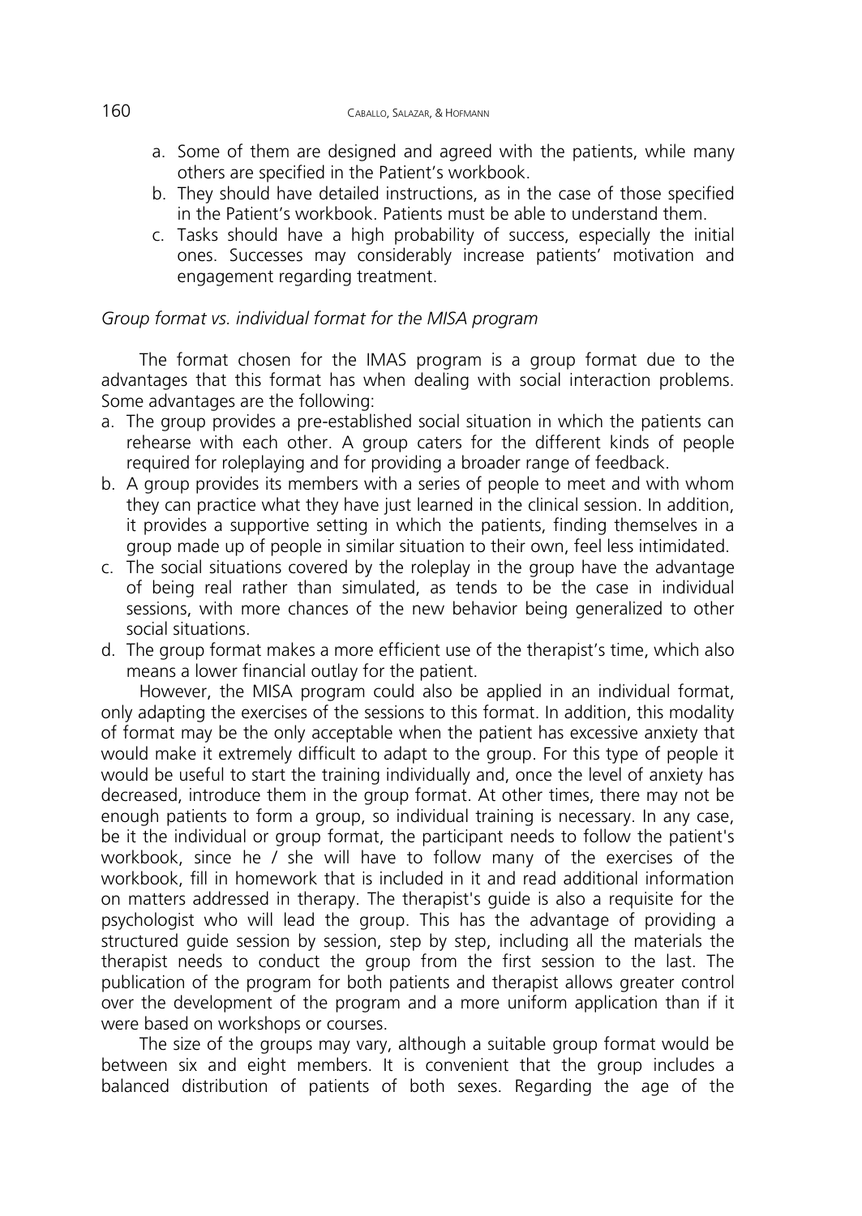a. Some of them are designed and agreed with the patients, while many others are specified in the Patient's workbook.
b. They should have detailed instructions, as in the case of those specified in the Patient's workbook. Patients must be able to understand them.
c. Tasks should have a high probability of success, especially the initial ones. Successes may considerably increase patients' motivation and engagement regarding treatment.

*Group format vs. individual format for the MISA program*

The format chosen for the IMAS program is a group format due to the advantages that this format has when dealing with social interaction problems. Some advantages are the following:

a. The group provides a pre-established social situation in which the patients can rehearse with each other. A group caters for the different kinds of people required for roleplaying and for providing a broader range of feedback.
b. A group provides its members with a series of people to meet and with whom they can practice what they have just learned in the clinical session. In addition, it provides a supportive setting in which the patients, finding themselves in a group made up of people in similar situation to their own, feel less intimidated.
c. The social situations covered by the roleplay in the group have the advantage of being real rather than simulated, as tends to be the case in individual sessions, with more chances of the new behavior being generalized to other social situations.
d. The group format makes a more efficient use of the therapist's time, which also means a lower financial outlay for the patient.

However, the MISA program could also be applied in an individual format, only adapting the exercises of the sessions to this format. In addition, this modality of format may be the only acceptable when the patient has excessive anxiety that would make it extremely difficult to adapt to the group. For this type of people it would be useful to start the training individually and, once the level of anxiety has decreased, introduce them in the group format. At other times, there may not be enough patients to form a group, so individual training is necessary. In any case, be it the individual or group format, the participant needs to follow the patient's workbook, since he / she will have to follow many of the exercises of the workbook, fill in homework that is included in it and read additional information on matters addressed in therapy. The therapist's guide is also a requisite for the psychologist who will lead the group. This has the advantage of providing a structured guide session by session, step by step, including all the materials the therapist needs to conduct the group from the first session to the last. The publication of the program for both patients and therapist allows greater control over the development of the program and a more uniform application than if it were based on workshops or courses.

The size of the groups may vary, although a suitable group format would be between six and eight members. It is convenient that the group includes a balanced distribution of patients of both sexes. Regarding the age of the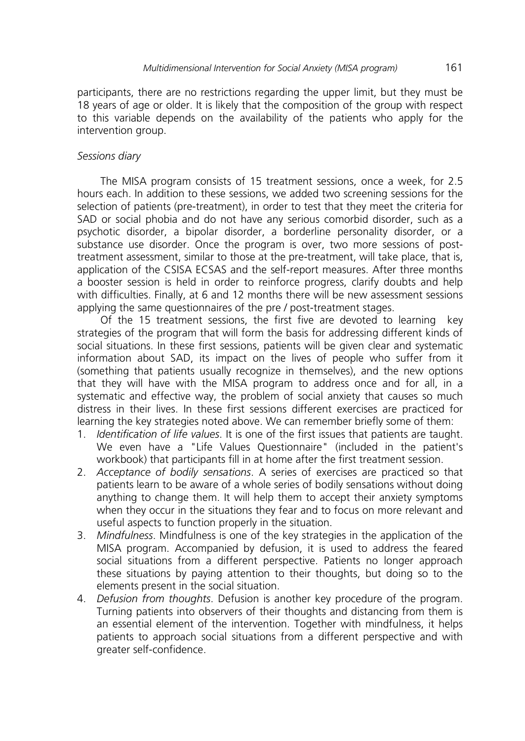participants, there are no restrictions regarding the upper limit, but they must be 18 years of age or older. It is likely that the composition of the group with respect to this variable depends on the availability of the patients who apply for the intervention group.

*Sessions diary*

The MISA program consists of 15 treatment sessions, once a week, for 2.5 hours each. In addition to these sessions, we added two screening sessions for the selection of patients (pre-treatment), in order to test that they meet the criteria for SAD or social phobia and do not have any serious comorbid disorder, such as a psychotic disorder, a bipolar disorder, a borderline personality disorder, or a substance use disorder. Once the program is over, two more sessions of post-treatment assessment, similar to those at the pre-treatment, will take place, that is, application of the CSISA ECSAS and the self-report measures. After three months a booster session is held in order to reinforce progress, clarify doubts and help with difficulties. Finally, at 6 and 12 months there will be new assessment sessions applying the same questionnaires of the pre / post-treatment stages.

Of the 15 treatment sessions, the first five are devoted to learning key strategies of the program that will form the basis for addressing different kinds of social situations. In these first sessions, patients will be given clear and systematic information about SAD, its impact on the lives of people who suffer from it (something that patients usually recognize in themselves), and the new options that they will have with the MISA program to address once and for all, in a systematic and effective way, the problem of social anxiety that causes so much distress in their lives. In these first sessions different exercises are practiced for learning the key strategies noted above. We can remember briefly some of them:

1. *Identification of life values*. It is one of the first issues that patients are taught. We even have a "Life Values Questionnaire" (included in the patient's workbook) that participants fill in at home after the first treatment session.
2. *Acceptance of bodily sensations*. A series of exercises are practiced so that patients learn to be aware of a whole series of bodily sensations without doing anything to change them. It will help them to accept their anxiety symptoms when they occur in the situations they fear and to focus on more relevant and useful aspects to function properly in the situation.
3. *Mindfulness*. Mindfulness is one of the key strategies in the application of the MISA program. Accompanied by defusion, it is used to address the feared social situations from a different perspective. Patients no longer approach these situations by paying attention to their thoughts, but doing so to the elements present in the social situation.
4. *Defusion from thoughts*. Defusion is another key procedure of the program. Turning patients into observers of their thoughts and distancing from them is an essential element of the intervention. Together with mindfulness, it helps patients to approach social situations from a different perspective and with greater self-confidence.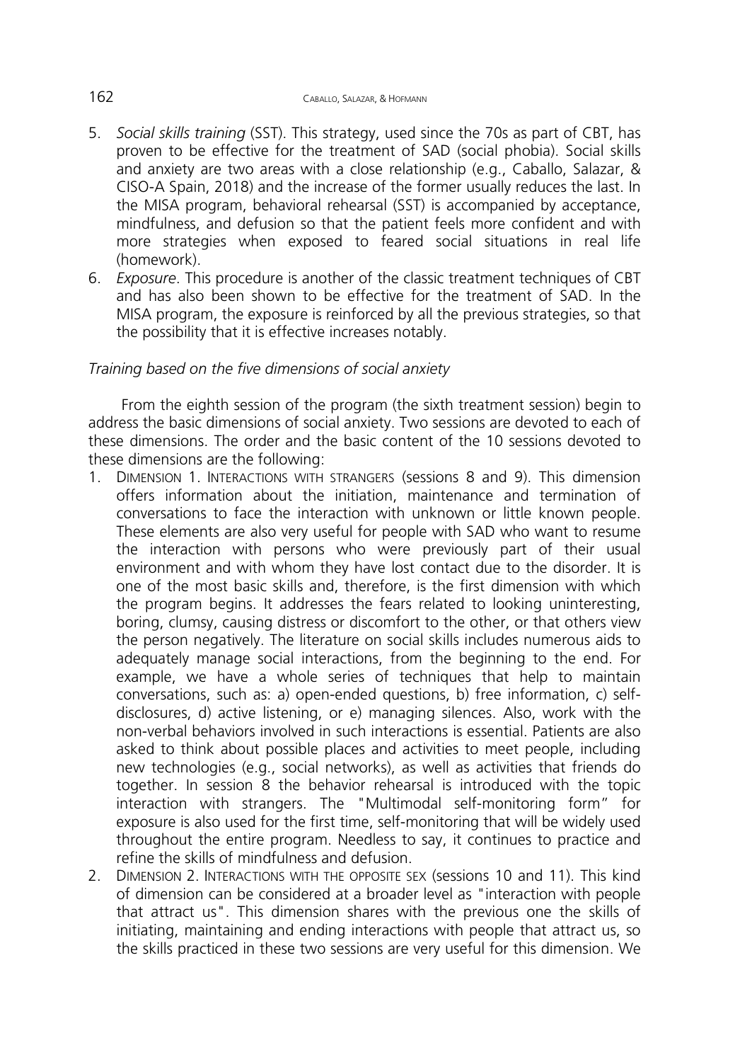5. *Social skills training* (SST). This strategy, used since the 70s as part of CBT, has proven to be effective for the treatment of SAD (social phobia). Social skills and anxiety are two areas with a close relationship (e.g., Caballo, Salazar, & CISO-A Spain, 2018) and the increase of the former usually reduces the last. In the MISA program, behavioral rehearsal (SST) is accompanied by acceptance, mindfulness, and defusion so that the patient feels more confident and with more strategies when exposed to feared social situations in real life (homework).
6. *Exposure*. This procedure is another of the classic treatment techniques of CBT and has also been shown to be effective for the treatment of SAD. In the MISA program, the exposure is reinforced by all the previous strategies, so that the possibility that it is effective increases notably.

*Training based on the five dimensions of social anxiety*

From the eighth session of the program (the sixth treatment session) begin to address the basic dimensions of social anxiety. Two sessions are devoted to each of these dimensions. The order and the basic content of the 10 sessions devoted to these dimensions are the following:

1. DIMENSION 1. INTERACTIONS WITH STRANGERS (sessions 8 and 9). This dimension offers information about the initiation, maintenance and termination of conversations to face the interaction with unknown or little known people. These elements are also very useful for people with SAD who want to resume the interaction with persons who were previously part of their usual environment and with whom they have lost contact due to the disorder. It is one of the most basic skills and, therefore, is the first dimension with which the program begins. It addresses the fears related to looking uninteresting, boring, clumsy, causing distress or discomfort to the other, or that others view the person negatively. The literature on social skills includes numerous aids to adequately manage social interactions, from the beginning to the end. For example, we have a whole series of techniques that help to maintain conversations, such as: a) open-ended questions, b) free information, c) self-disclosures, d) active listening, or e) managing silences. Also, work with the non-verbal behaviors involved in such interactions is essential. Patients are also asked to think about possible places and activities to meet people, including new technologies (e.g., social networks), as well as activities that friends do together. In session 8 the behavior rehearsal is introduced with the topic interaction with strangers. The "Multimodal self-monitoring form" for exposure is also used for the first time, self-monitoring that will be widely used throughout the entire program. Needless to say, it continues to practice and refine the skills of mindfulness and defusion.
2. DIMENSION 2. INTERACTIONS WITH THE OPPOSITE SEX (sessions 10 and 11). This kind of dimension can be considered at a broader level as "interaction with people that attract us". This dimension shares with the previous one the skills of initiating, maintaining and ending interactions with people that attract us, so the skills practiced in these two sessions are very useful for this dimension. We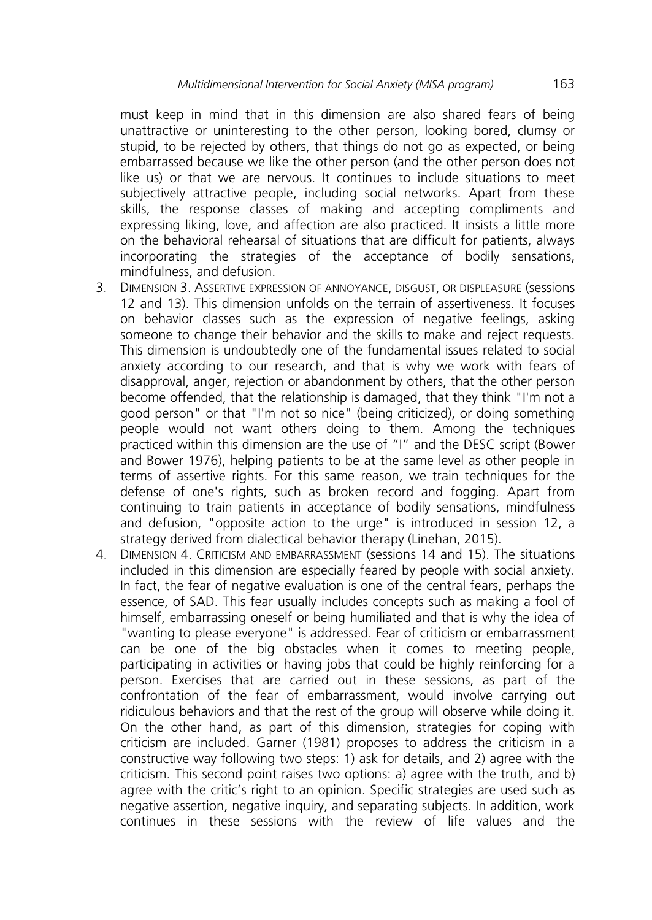must keep in mind that in this dimension are also shared fears of being unattractive or uninteresting to the other person, looking bored, clumsy or stupid, to be rejected by others, that things do not go as expected, or being embarrassed because we like the other person (and the other person does not like us) or that we are nervous. It continues to include situations to meet subjectively attractive people, including social networks. Apart from these skills, the response classes of making and accepting compliments and expressing liking, love, and affection are also practiced. It insists a little more on the behavioral rehearsal of situations that are difficult for patients, always incorporating the strategies of the acceptance of bodily sensations, mindfulness, and defusion.

3. DIMENSION 3. ASSERTIVE EXPRESSION OF ANNOYANCE, DISGUST, OR DISPLEASURE (sessions 12 and 13). This dimension unfolds on the terrain of assertiveness. It focuses on behavior classes such as the expression of negative feelings, asking someone to change their behavior and the skills to make and reject requests. This dimension is undoubtedly one of the fundamental issues related to social anxiety according to our research, and that is why we work with fears of disapproval, anger, rejection or abandonment by others, that the other person become offended, that the relationship is damaged, that they think "I'm not a good person" or that "I'm not so nice" (being criticized), or doing something people would not want others doing to them. Among the techniques practiced within this dimension are the use of "I" and the DESC script (Bower and Bower 1976), helping patients to be at the same level as other people in terms of assertive rights. For this same reason, we train techniques for the defense of one's rights, such as broken record and fogging. Apart from continuing to train patients in acceptance of bodily sensations, mindfulness and defusion, "opposite action to the urge" is introduced in session 12, a strategy derived from dialectical behavior therapy (Linehan, 2015).
4. DIMENSION 4. CRITICISM AND EMBARRASSMENT (sessions 14 and 15). The situations included in this dimension are especially feared by people with social anxiety. In fact, the fear of negative evaluation is one of the central fears, perhaps the essence, of SAD. This fear usually includes concepts such as making a fool of himself, embarrassing oneself or being humiliated and that is why the idea of "wanting to please everyone" is addressed. Fear of criticism or embarrassment can be one of the big obstacles when it comes to meeting people, participating in activities or having jobs that could be highly reinforcing for a person. Exercises that are carried out in these sessions, as part of the confrontation of the fear of embarrassment, would involve carrying out ridiculous behaviors and that the rest of the group will observe while doing it. On the other hand, as part of this dimension, strategies for coping with criticism are included. Garner (1981) proposes to address the criticism in a constructive way following two steps: 1) ask for details, and 2) agree with the criticism. This second point raises two options: a) agree with the truth, and b) agree with the critic's right to an opinion. Specific strategies are used such as negative assertion, negative inquiry, and separating subjects. In addition, work continues in these sessions with the review of life values and the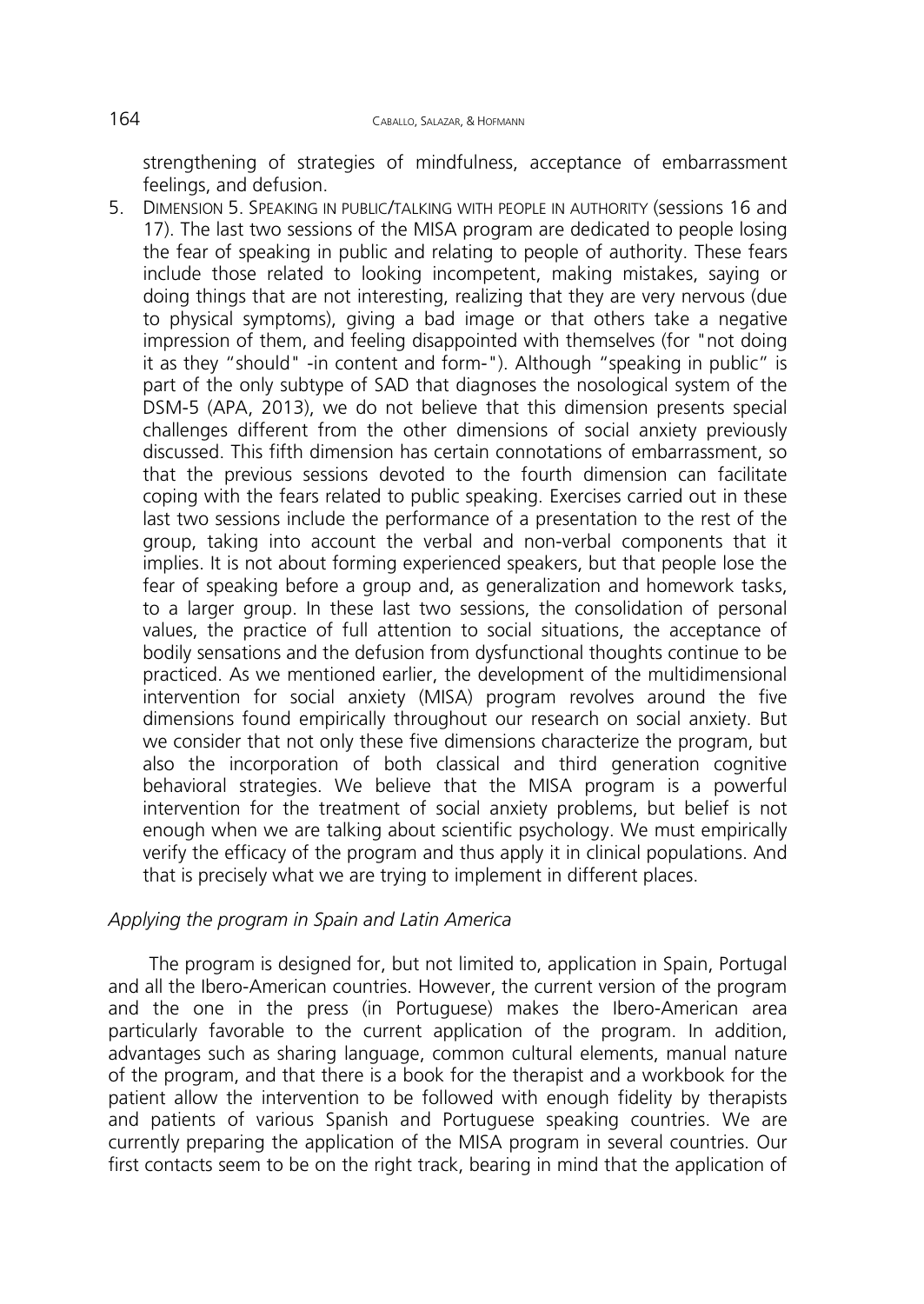strengthening of strategies of mindfulness, acceptance of embarrassment feelings, and defusion.

5. DIMENSION 5. SPEAKING IN PUBLIC/TALKING WITH PEOPLE IN AUTHORITY (sessions 16 and 17). The last two sessions of the MISA program are dedicated to people losing the fear of speaking in public and relating to people of authority. These fears include those related to looking incompetent, making mistakes, saying or doing things that are not interesting, realizing that they are very nervous (due to physical symptoms), giving a bad image or that others take a negative impression of them, and feeling disappointed with themselves (for "not doing it as they "should" -in content and form-"). Although "speaking in public" is part of the only subtype of SAD that diagnoses the nosological system of the DSM-5 (APA, 2013), we do not believe that this dimension presents special challenges different from the other dimensions of social anxiety previously discussed. This fifth dimension has certain connotations of embarrassment, so that the previous sessions devoted to the fourth dimension can facilitate coping with the fears related to public speaking. Exercises carried out in these last two sessions include the performance of a presentation to the rest of the group, taking into account the verbal and non-verbal components that it implies. It is not about forming experienced speakers, but that people lose the fear of speaking before a group and, as generalization and homework tasks, to a larger group. In these last two sessions, the consolidation of personal values, the practice of full attention to social situations, the acceptance of bodily sensations and the defusion from dysfunctional thoughts continue to be practiced. As we mentioned earlier, the development of the multidimensional intervention for social anxiety (MISA) program revolves around the five dimensions found empirically throughout our research on social anxiety. But we consider that not only these five dimensions characterize the program, but also the incorporation of both classical and third generation cognitive behavioral strategies. We believe that the MISA program is a powerful intervention for the treatment of social anxiety problems, but belief is not enough when we are talking about scientific psychology. We must empirically verify the efficacy of the program and thus apply it in clinical populations. And that is precisely what we are trying to implement in different places.

*Applying the program in Spain and Latin America*

The program is designed for, but not limited to, application in Spain, Portugal and all the Ibero-American countries. However, the current version of the program and the one in the press (in Portuguese) makes the Ibero-American area particularly favorable to the current application of the program. In addition, advantages such as sharing language, common cultural elements, manual nature of the program, and that there is a book for the therapist and a workbook for the patient allow the intervention to be followed with enough fidelity by therapists and patients of various Spanish and Portuguese speaking countries. We are currently preparing the application of the MISA program in several countries. Our first contacts seem to be on the right track, bearing in mind that the application of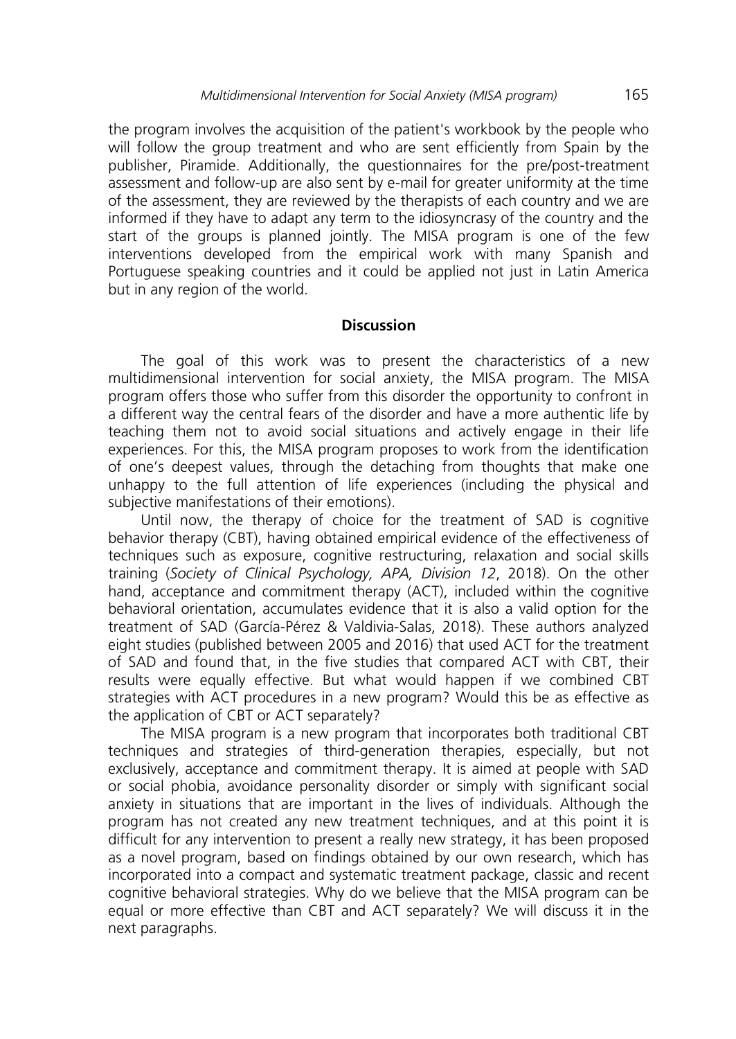the program involves the acquisition of the patient's workbook by the people who will follow the group treatment and who are sent efficiently from Spain by the publisher, Piramide. Additionally, the questionnaires for the pre/post-treatment assessment and follow-up are also sent by e-mail for greater uniformity at the time of the assessment, they are reviewed by the therapists of each country and we are informed if they have to adapt any term to the idiosyncrasy of the country and the start of the groups is planned jointly. The MISA program is one of the few interventions developed from the empirical work with many Spanish and Portuguese speaking countries and it could be applied not just in Latin America but in any region of the world.

## Discussion

The goal of this work was to present the characteristics of a new multidimensional intervention for social anxiety, the MISA program. The MISA program offers those who suffer from this disorder the opportunity to confront in a different way the central fears of the disorder and have a more authentic life by teaching them not to avoid social situations and actively engage in their life experiences. For this, the MISA program proposes to work from the identification of one's deepest values, through the detaching from thoughts that make one unhappy to the full attention of life experiences (including the physical and subjective manifestations of their emotions).

Until now, the therapy of choice for the treatment of SAD is cognitive behavior therapy (CBT), having obtained empirical evidence of the effectiveness of techniques such as exposure, cognitive restructuring, relaxation and social skills training (*Society of Clinical Psychology, APA, Division 12*, 2018). On the other hand, acceptance and commitment therapy (ACT), included within the cognitive behavioral orientation, accumulates evidence that it is also a valid option for the treatment of SAD (García-Pérez & Valdivia-Salas, 2018). These authors analyzed eight studies (published between 2005 and 2016) that used ACT for the treatment of SAD and found that, in the five studies that compared ACT with CBT, their results were equally effective. But what would happen if we combined CBT strategies with ACT procedures in a new program? Would this be as effective as the application of CBT or ACT separately?

The MISA program is a new program that incorporates both traditional CBT techniques and strategies of third-generation therapies, especially, but not exclusively, acceptance and commitment therapy. It is aimed at people with SAD or social phobia, avoidance personality disorder or simply with significant social anxiety in situations that are important in the lives of individuals. Although the program has not created any new treatment techniques, and at this point it is difficult for any intervention to present a really new strategy, it has been proposed as a novel program, based on findings obtained by our own research, which has incorporated into a compact and systematic treatment package, classic and recent cognitive behavioral strategies. Why do we believe that the MISA program can be equal or more effective than CBT and ACT separately? We will discuss it in the next paragraphs.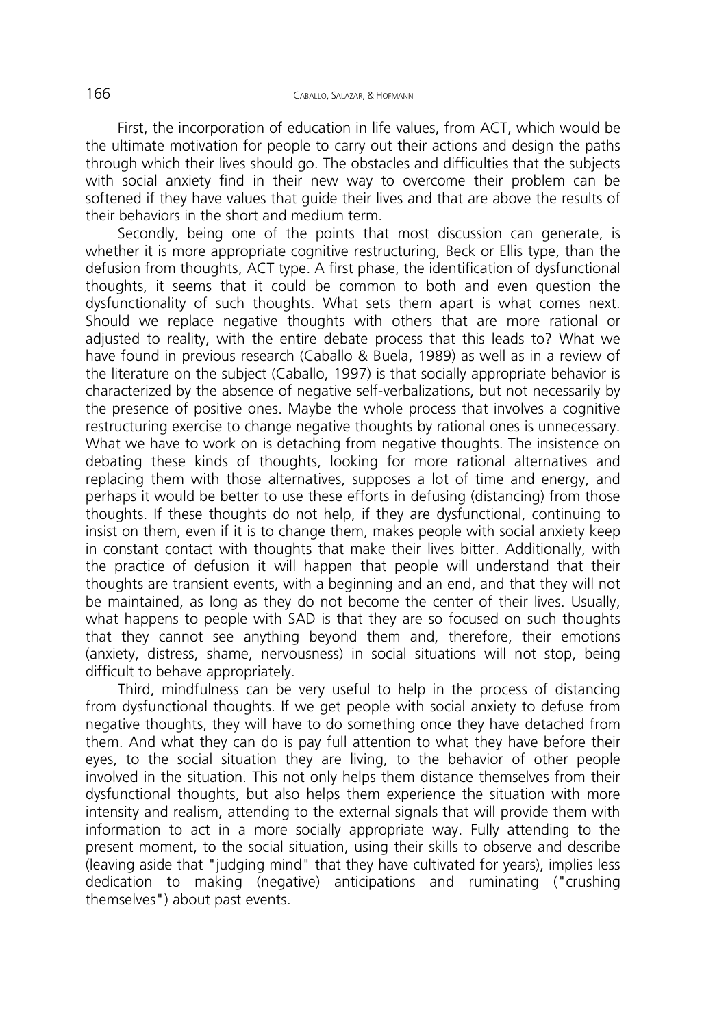First, the incorporation of education in life values, from ACT, which would be the ultimate motivation for people to carry out their actions and design the paths through which their lives should go. The obstacles and difficulties that the subjects with social anxiety find in their new way to overcome their problem can be softened if they have values that guide their lives and that are above the results of their behaviors in the short and medium term.

Secondly, being one of the points that most discussion can generate, is whether it is more appropriate cognitive restructuring, Beck or Ellis type, than the defusion from thoughts, ACT type. A first phase, the identification of dysfunctional thoughts, it seems that it could be common to both and even question the dysfunctionality of such thoughts. What sets them apart is what comes next. Should we replace negative thoughts with others that are more rational or adjusted to reality, with the entire debate process that this leads to? What we have found in previous research (Caballo & Buela, 1989) as well as in a review of the literature on the subject (Caballo, 1997) is that socially appropriate behavior is characterized by the absence of negative self-verbalizations, but not necessarily by the presence of positive ones. Maybe the whole process that involves a cognitive restructuring exercise to change negative thoughts by rational ones is unnecessary. What we have to work on is detaching from negative thoughts. The insistence on debating these kinds of thoughts, looking for more rational alternatives and replacing them with those alternatives, supposes a lot of time and energy, and perhaps it would be better to use these efforts in defusing (distancing) from those thoughts. If these thoughts do not help, if they are dysfunctional, continuing to insist on them, even if it is to change them, makes people with social anxiety keep in constant contact with thoughts that make their lives bitter. Additionally, with the practice of defusion it will happen that people will understand that their thoughts are transient events, with a beginning and an end, and that they will not be maintained, as long as they do not become the center of their lives. Usually, what happens to people with SAD is that they are so focused on such thoughts that they cannot see anything beyond them and, therefore, their emotions (anxiety, distress, shame, nervousness) in social situations will not stop, being difficult to behave appropriately.

Third, mindfulness can be very useful to help in the process of distancing from dysfunctional thoughts. If we get people with social anxiety to defuse from negative thoughts, they will have to do something once they have detached from them. And what they can do is pay full attention to what they have before their eyes, to the social situation they are living, to the behavior of other people involved in the situation. This not only helps them distance themselves from their dysfunctional thoughts, but also helps them experience the situation with more intensity and realism, attending to the external signals that will provide them with information to act in a more socially appropriate way. Fully attending to the present moment, to the social situation, using their skills to observe and describe (leaving aside that "judging mind" that they have cultivated for years), implies less dedication to making (negative) anticipations and ruminating ("crushing themselves") about past events.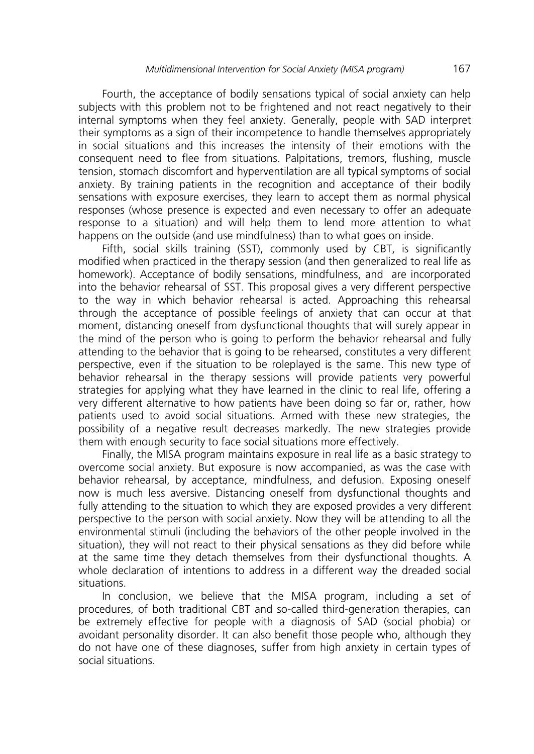Fourth, the acceptance of bodily sensations typical of social anxiety can help subjects with this problem not to be frightened and not react negatively to their internal symptoms when they feel anxiety. Generally, people with SAD interpret their symptoms as a sign of their incompetence to handle themselves appropriately in social situations and this increases the intensity of their emotions with the consequent need to flee from situations. Palpitations, tremors, flushing, muscle tension, stomach discomfort and hyperventilation are all typical symptoms of social anxiety. By training patients in the recognition and acceptance of their bodily sensations with exposure exercises, they learn to accept them as normal physical responses (whose presence is expected and even necessary to offer an adequate response to a situation) and will help them to lend more attention to what happens on the outside (and use mindfulness) than to what goes on inside.

Fifth, social skills training (SST), commonly used by CBT, is significantly modified when practiced in the therapy session (and then generalized to real life as homework). Acceptance of bodily sensations, mindfulness, and  are incorporated into the behavior rehearsal of SST. This proposal gives a very different perspective to the way in which behavior rehearsal is acted. Approaching this rehearsal through the acceptance of possible feelings of anxiety that can occur at that moment, distancing oneself from dysfunctional thoughts that will surely appear in the mind of the person who is going to perform the behavior rehearsal and fully attending to the behavior that is going to be rehearsed, constitutes a very different perspective, even if the situation to be roleplayed is the same. This new type of behavior rehearsal in the therapy sessions will provide patients very powerful strategies for applying what they have learned in the clinic to real life, offering a very different alternative to how patients have been doing so far or, rather, how patients used to avoid social situations. Armed with these new strategies, the possibility of a negative result decreases markedly. The new strategies provide them with enough security to face social situations more effectively.

Finally, the MISA program maintains exposure in real life as a basic strategy to overcome social anxiety. But exposure is now accompanied, as was the case with behavior rehearsal, by acceptance, mindfulness, and defusion. Exposing oneself now is much less aversive. Distancing oneself from dysfunctional thoughts and fully attending to the situation to which they are exposed provides a very different perspective to the person with social anxiety. Now they will be attending to all the environmental stimuli (including the behaviors of the other people involved in the situation), they will not react to their physical sensations as they did before while at the same time they detach themselves from their dysfunctional thoughts. A whole declaration of intentions to address in a different way the dreaded social situations.

In conclusion, we believe that the MISA program, including a set of procedures, of both traditional CBT and so-called third-generation therapies, can be extremely effective for people with a diagnosis of SAD (social phobia) or avoidant personality disorder. It can also benefit those people who, although they do not have one of these diagnoses, suffer from high anxiety in certain types of social situations.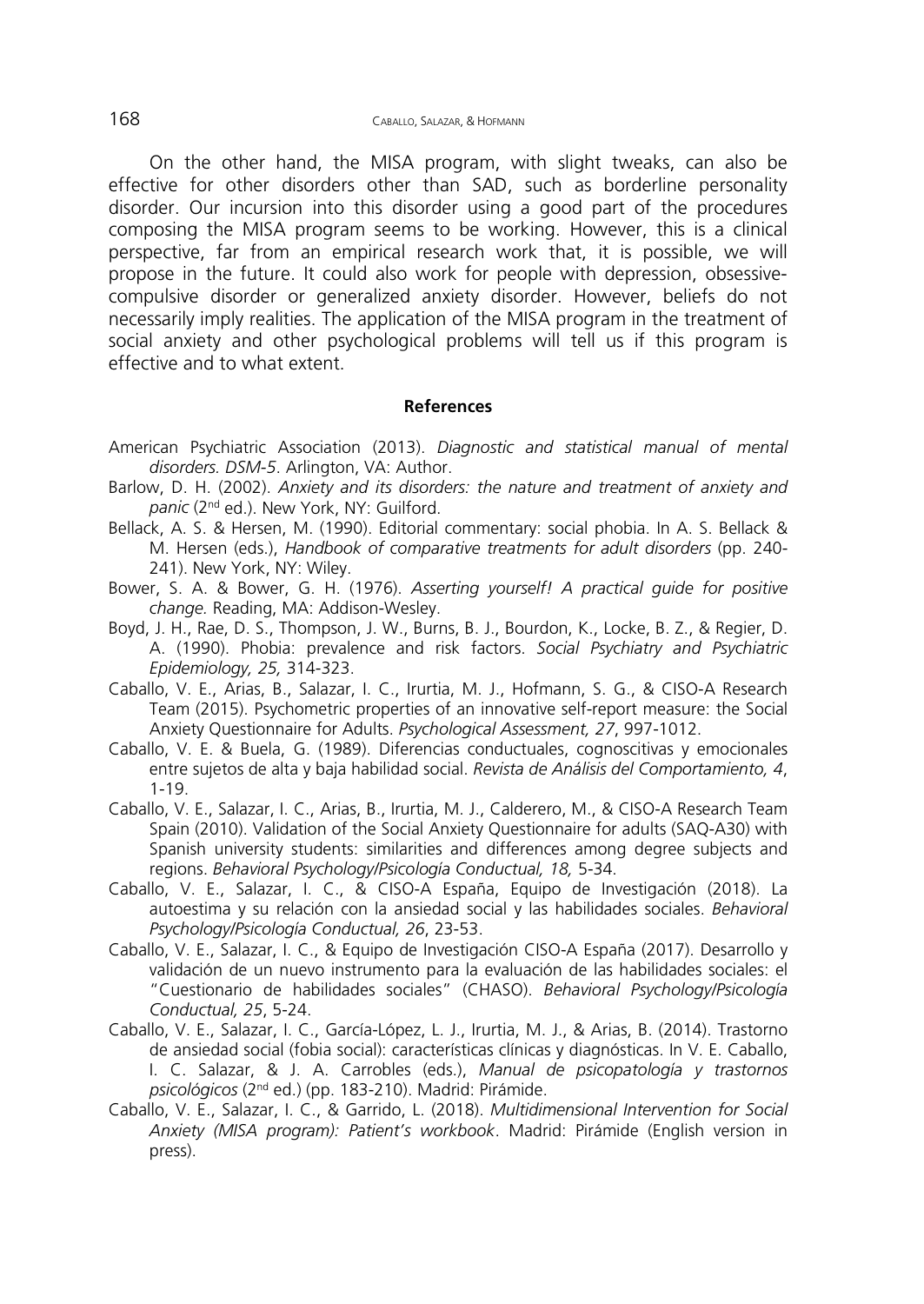On the other hand, the MISA program, with slight tweaks, can also be effective for other disorders other than SAD, such as borderline personality disorder. Our incursion into this disorder using a good part of the procedures composing the MISA program seems to be working. However, this is a clinical perspective, far from an empirical research work that, it is possible, we will propose in the future. It could also work for people with depression, obsessive-compulsive disorder or generalized anxiety disorder. However, beliefs do not necessarily imply realities. The application of the MISA program in the treatment of social anxiety and other psychological problems will tell us if this program is effective and to what extent.

## References

American Psychiatric Association (2013). *Diagnostic and statistical manual of mental disorders. DSM-5*. Arlington, VA: Author.

Barlow, D. H. (2002). *Anxiety and its disorders: the nature and treatment of anxiety and panic* (2nd ed.). New York, NY: Guilford.

Bellack, A. S. & Hersen, M. (1990). Editorial commentary: social phobia. In A. S. Bellack & M. Hersen (eds.), *Handbook of comparative treatments for adult disorders* (pp. 240-241). New York, NY: Wiley.

Bower, S. A. & Bower, G. H. (1976). *Asserting yourself! A practical guide for positive change.* Reading, MA: Addison-Wesley.

Boyd, J. H., Rae, D. S., Thompson, J. W., Burns, B. J., Bourdon, K., Locke, B. Z., & Regier, D. A. (1990). Phobia: prevalence and risk factors. *Social Psychiatry and Psychiatric Epidemiology, 25,* 314-323.

Caballo, V. E., Arias, B., Salazar, I. C., Irurtia, M. J., Hofmann, S. G., & CISO-A Research Team (2015). Psychometric properties of an innovative self-report measure: the Social Anxiety Questionnaire for Adults. *Psychological Assessment, 27*, 997-1012.

Caballo, V. E. & Buela, G. (1989). Diferencias conductuales, cognoscitivas y emocionales entre sujetos de alta y baja habilidad social. *Revista de Análisis del Comportamiento, 4*, 1-19.

Caballo, V. E., Salazar, I. C., Arias, B., Irurtia, M. J., Calderero, M., & CISO-A Research Team Spain (2010). Validation of the Social Anxiety Questionnaire for adults (SAQ-A30) with Spanish university students: similarities and differences among degree subjects and regions. *Behavioral Psychology/Psicología Conductual, 18,* 5-34.

Caballo, V. E., Salazar, I. C., & CISO-A España, Equipo de Investigación (2018). La autoestima y su relación con la ansiedad social y las habilidades sociales. *Behavioral Psychology/Psicología Conductual, 26*, 23-53.

Caballo, V. E., Salazar, I. C., & Equipo de Investigación CISO-A España (2017). Desarrollo y validación de un nuevo instrumento para la evaluación de las habilidades sociales: el "Cuestionario de habilidades sociales" (CHASO). *Behavioral Psychology/Psicología Conductual, 25*, 5-24.

Caballo, V. E., Salazar, I. C., García-López, L. J., Irurtia, M. J., & Arias, B. (2014). Trastorno de ansiedad social (fobia social): características clínicas y diagnósticas. In V. E. Caballo, I. C. Salazar, & J. A. Carrobles (eds.), *Manual de psicopatología y trastornos psicológicos* (2nd ed.) (pp. 183-210). Madrid: Pirámide.

Caballo, V. E., Salazar, I. C., & Garrido, L. (2018). *Multidimensional Intervention for Social Anxiety (MISA program): Patient's workbook*. Madrid: Pirámide (English version in press).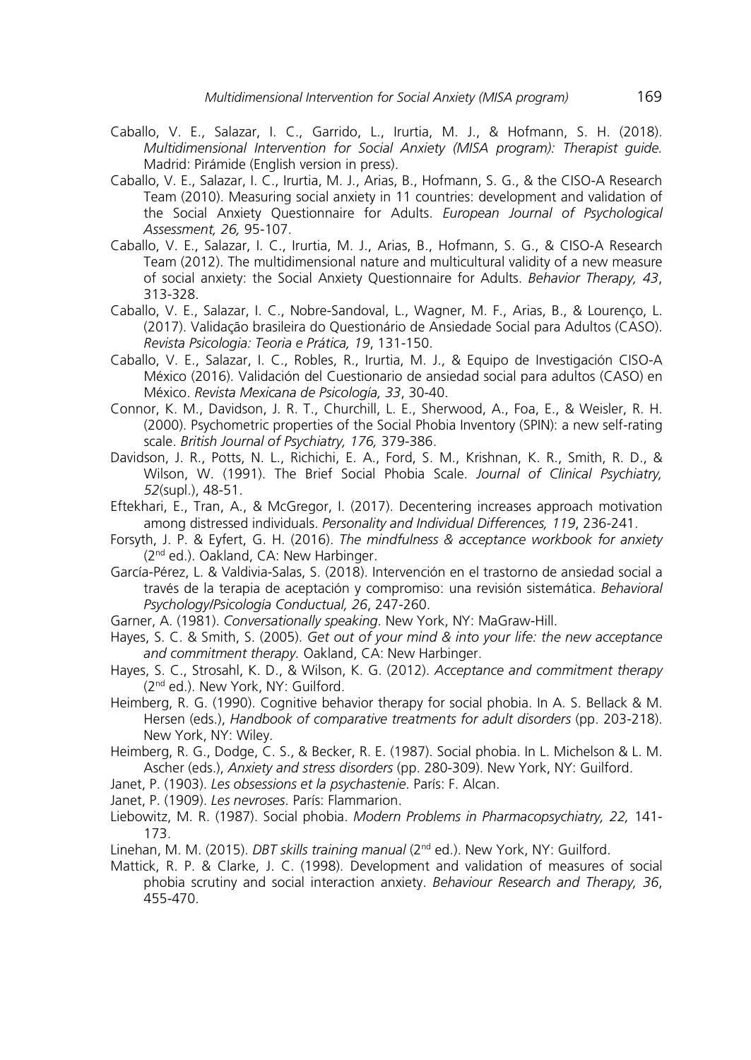Caballo, V. E., Salazar, I. C., Garrido, L., Irurtia, M. J., & Hofmann, S. H. (2018). *Multidimensional Intervention for Social Anxiety (MISA program): Therapist guide.* Madrid: Pirámide (English version in press).

Caballo, V. E., Salazar, I. C., Irurtia, M. J., Arias, B., Hofmann, S. G., & the CISO-A Research Team (2010). Measuring social anxiety in 11 countries: development and validation of the Social Anxiety Questionnaire for Adults. *European Journal of Psychological Assessment, 26,* 95-107.

Caballo, V. E., Salazar, I. C., Irurtia, M. J., Arias, B., Hofmann, S. G., & CISO-A Research Team (2012). The multidimensional nature and multicultural validity of a new measure of social anxiety: the Social Anxiety Questionnaire for Adults. *Behavior Therapy, 43*, 313-328.

Caballo, V. E., Salazar, I. C., Nobre-Sandoval, L., Wagner, M. F., Arias, B., & Lourenço, L. (2017). Validação brasileira do Questionário de Ansiedade Social para Adultos (CASO). *Revista Psicologia: Teoria e Prática, 19*, 131-150.

Caballo, V. E., Salazar, I. C., Robles, R., Irurtia, M. J., & Equipo de Investigación CISO-A México (2016). Validación del Cuestionario de ansiedad social para adultos (CASO) en México. *Revista Mexicana de Psicología, 33*, 30-40.

Connor, K. M., Davidson, J. R. T., Churchill, L. E., Sherwood, A., Foa, E., & Weisler, R. H. (2000). Psychometric properties of the Social Phobia Inventory (SPIN): a new self-rating scale. *British Journal of Psychiatry, 176,* 379-386.

Davidson, J. R., Potts, N. L., Richichi, E. A., Ford, S. M., Krishnan, K. R., Smith, R. D., & Wilson, W. (1991). The Brief Social Phobia Scale. *Journal of Clinical Psychiatry, 52*(supl.), 48-51.

Eftekhari, E., Tran, A., & McGregor, I. (2017). Decentering increases approach motivation among distressed individuals. *Personality and Individual Differences, 119*, 236-241.

Forsyth, J. P. & Eyfert, G. H. (2016). *The mindfulness & acceptance workbook for anxiety* (2nd ed.). Oakland, CA: New Harbinger.

García-Pérez, L. & Valdivia-Salas, S. (2018). Intervención en el trastorno de ansiedad social a través de la terapia de aceptación y compromiso: una revisión sistemática. *Behavioral Psychology/Psicología Conductual, 26*, 247-260.

Garner, A. (1981). *Conversationally speaking*. New York, NY: MaGraw-Hill.

Hayes, S. C. & Smith, S. (2005). *Get out of your mind & into your life: the new acceptance and commitment therapy.* Oakland, CA: New Harbinger.

Hayes, S. C., Strosahl, K. D., & Wilson, K. G. (2012). *Acceptance and commitment therapy* (2nd ed.). New York, NY: Guilford.

Heimberg, R. G. (1990). Cognitive behavior therapy for social phobia. In A. S. Bellack & M. Hersen (eds.), *Handbook of comparative treatments for adult disorders* (pp. 203-218). New York, NY: Wiley.

Heimberg, R. G., Dodge, C. S., & Becker, R. E. (1987). Social phobia. In L. Michelson & L. M. Ascher (eds.), *Anxiety and stress disorders* (pp. 280-309). New York, NY: Guilford.

Janet, P. (1903). *Les obsessions et la psychastenie*. París: F. Alcan.

Janet, P. (1909). *Les nevroses*. París: Flammarion.

Liebowitz, M. R. (1987). Social phobia. *Modern Problems in Pharmacopsychiatry, 22,* 141-173.

Linehan, M. M. (2015). *DBT skills training manual* (2nd ed.). New York, NY: Guilford.

Mattick, R. P. & Clarke, J. C. (1998). Development and validation of measures of social phobia scrutiny and social interaction anxiety. *Behaviour Research and Therapy, 36*, 455-470.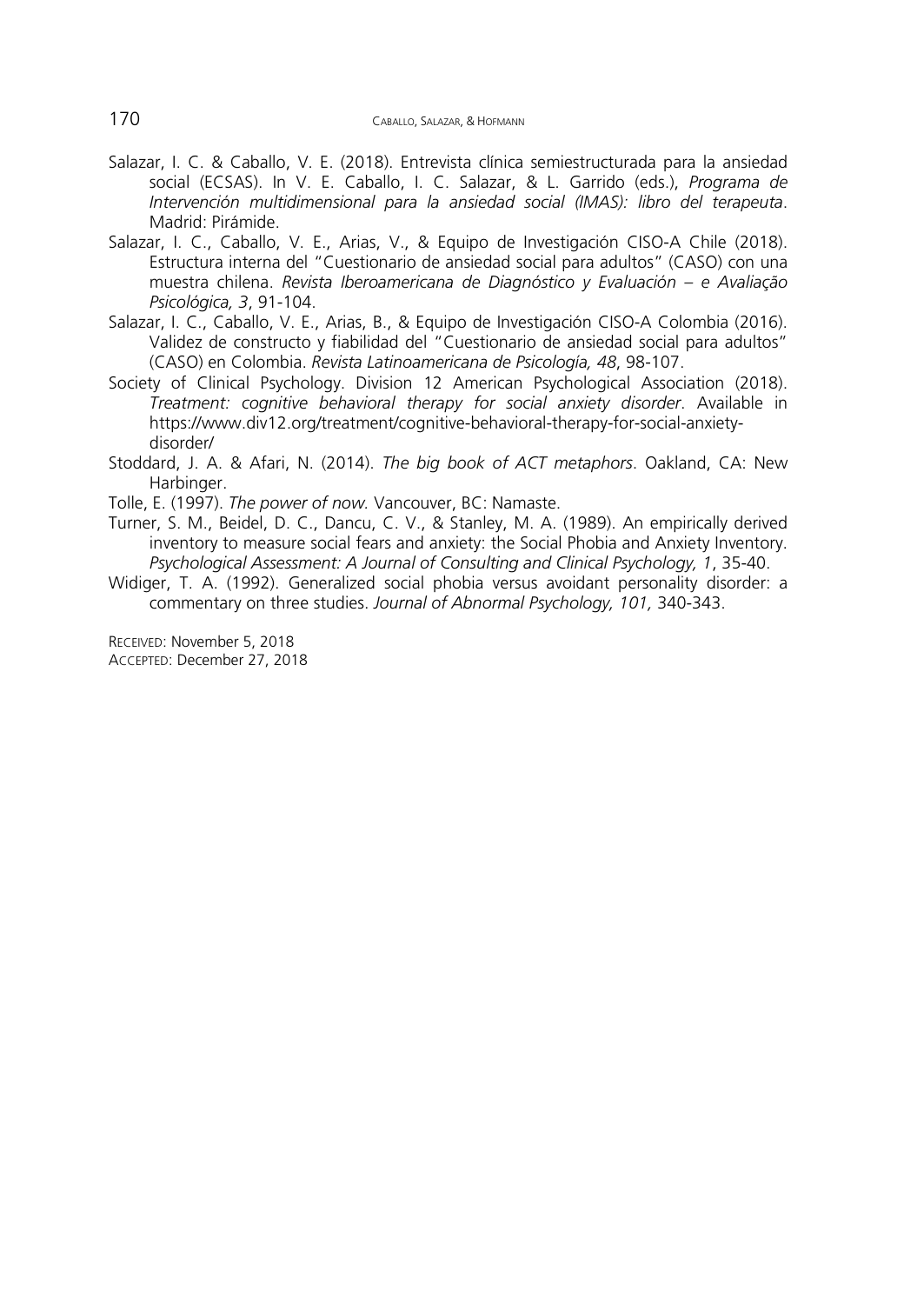Salazar, I. C. & Caballo, V. E. (2018). Entrevista clínica semiestructurada para la ansiedad social (ECSAS). In V. E. Caballo, I. C. Salazar, & L. Garrido (eds.), *Programa de Intervención multidimensional para la ansiedad social (IMAS): libro del terapeuta*. Madrid: Pirámide.

Salazar, I. C., Caballo, V. E., Arias, V., & Equipo de Investigación CISO-A Chile (2018). Estructura interna del "Cuestionario de ansiedad social para adultos" (CASO) con una muestra chilena. *Revista Iberoamericana de Diagnóstico y Evaluación – e Avaliação Psicológica, 3*, 91-104.

Salazar, I. C., Caballo, V. E., Arias, B., & Equipo de Investigación CISO-A Colombia (2016). Validez de constructo y fiabilidad del "Cuestionario de ansiedad social para adultos" (CASO) en Colombia. *Revista Latinoamericana de Psicología, 48*, 98-107.

Society of Clinical Psychology. Division 12 American Psychological Association (2018). *Treatment: cognitive behavioral therapy for social anxiety disorder*. Available in https://www.div12.org/treatment/cognitive-behavioral-therapy-for-social-anxiety-disorder/

Stoddard, J. A. & Afari, N. (2014). *The big book of ACT metaphors*. Oakland, CA: New Harbinger.

Tolle, E. (1997). *The power of now.* Vancouver, BC: Namaste.

Turner, S. M., Beidel, D. C., Dancu, C. V., & Stanley, M. A. (1989). An empirically derived inventory to measure social fears and anxiety: the Social Phobia and Anxiety Inventory. *Psychological Assessment: A Journal of Consulting and Clinical Psychology, 1*, 35-40.

Widiger, T. A. (1992). Generalized social phobia versus avoidant personality disorder: a commentary on three studies. *Journal of Abnormal Psychology, 101,* 340-343.

RECEIVED: November 5, 2018
ACCEPTED: December 27, 2018